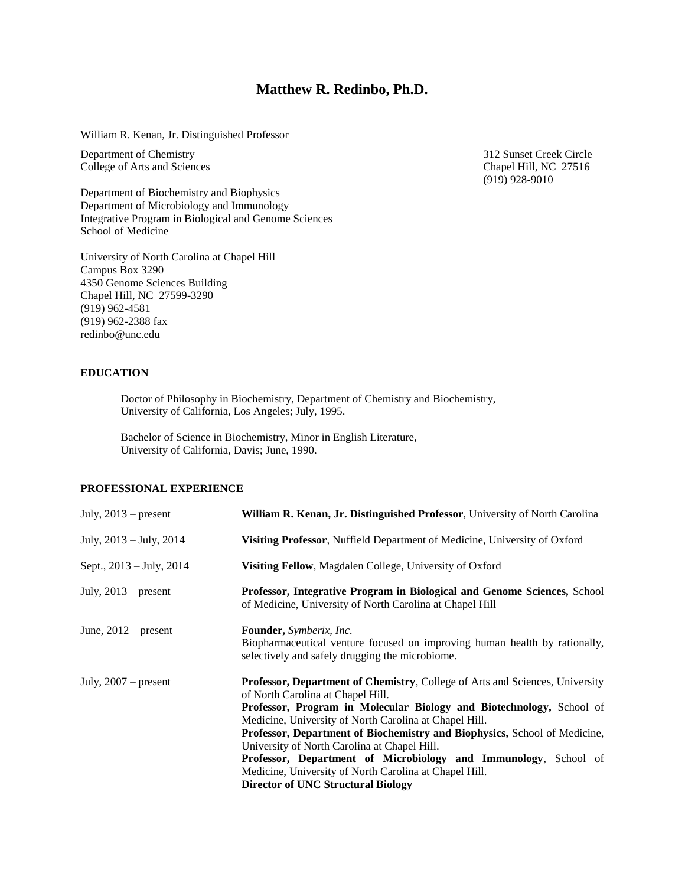# Matthew R. Redinbo, Ph.D.

William R. Kenan, Jr. Distinguished Professor

Department of Chemistry
College of Arts and Sciences

312 Sunset Creek Circle
Chapel Hill, NC 27516
(919) 928-9010

Department of Biochemistry and Biophysics
Department of Microbiology and Immunology
Integrative Program in Biological and Genome Sciences
School of Medicine

University of North Carolina at Chapel Hill
Campus Box 3290
4350 Genome Sciences Building
Chapel Hill, NC 27599-3290
(919) 962-4581
(919) 962-2388 fax
redinbo@unc.edu

## EDUCATION

Doctor of Philosophy in Biochemistry, Department of Chemistry and Biochemistry,
University of California, Los Angeles; July, 1995.

Bachelor of Science in Biochemistry, Minor in English Literature,
University of California, Davis; June, 1990.

## PROFESSIONAL EXPERIENCE

| | |
|---|---|
| July, 2013 – present | **William R. Kenan, Jr. Distinguished Professor**, University of North Carolina |
| July, 2013 – July, 2014 | **Visiting Professor**, Nuffield Department of Medicine, University of Oxford |
| Sept., 2013 – July, 2014 | **Visiting Fellow**, Magdalen College, University of Oxford |
| July, 2013 – present | **Professor, Integrative Program in Biological and Genome Sciences,** School of Medicine, University of North Carolina at Chapel Hill |
| June, 2012 – present | **Founder,** *Symberix, Inc.* Biopharmaceutical venture focused on improving human health by rationally, selectively and safely drugging the microbiome. |
| July, 2007 – present | **Professor, Department of Chemistry**, College of Arts and Sciences, University of North Carolina at Chapel Hill. **Professor, Program in Molecular Biology and Biotechnology,** School of Medicine, University of North Carolina at Chapel Hill. **Professor, Department of Biochemistry and Biophysics,** School of Medicine, University of North Carolina at Chapel Hill. **Professor, Department of Microbiology and Immunology**, School of Medicine, University of North Carolina at Chapel Hill. **Director of UNC Structural Biology** |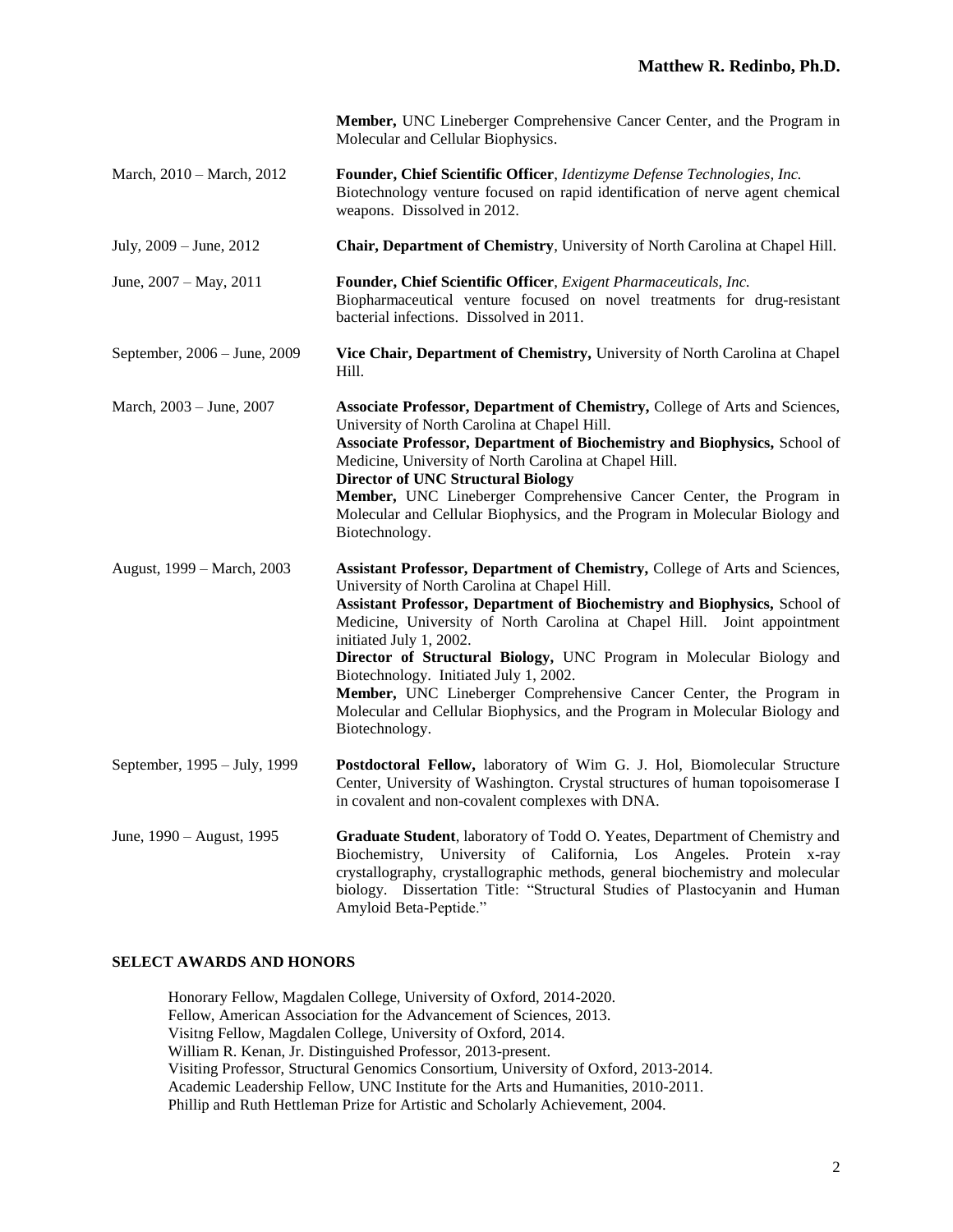| | |
|---|---|
| | **Member,** UNC Lineberger Comprehensive Cancer Center, and the Program in Molecular and Cellular Biophysics. |
| March, 2010 – March, 2012 | **Founder, Chief Scientific Officer**, *Identizyme Defense Technologies, Inc.* Biotechnology venture focused on rapid identification of nerve agent chemical weapons. Dissolved in 2012. |
| July, 2009 – June, 2012 | **Chair, Department of Chemistry**, University of North Carolina at Chapel Hill. |
| June, 2007 – May, 2011 | **Founder, Chief Scientific Officer**, *Exigent Pharmaceuticals, Inc.* Biopharmaceutical venture focused on novel treatments for drug-resistant bacterial infections. Dissolved in 2011. |
| September, 2006 – June, 2009 | **Vice Chair, Department of Chemistry,** University of North Carolina at Chapel Hill. |
| March, 2003 – June, 2007 | **Associate Professor, Department of Chemistry,** College of Arts and Sciences, University of North Carolina at Chapel Hill.<br>**Associate Professor, Department of Biochemistry and Biophysics,** School of Medicine, University of North Carolina at Chapel Hill.<br>**Director of UNC Structural Biology**<br>**Member,** UNC Lineberger Comprehensive Cancer Center, the Program in Molecular and Cellular Biophysics, and the Program in Molecular Biology and Biotechnology. |
| August, 1999 – March, 2003 | **Assistant Professor, Department of Chemistry,** College of Arts and Sciences, University of North Carolina at Chapel Hill.<br>**Assistant Professor, Department of Biochemistry and Biophysics,** School of Medicine, University of North Carolina at Chapel Hill. Joint appointment initiated July 1, 2002.<br>**Director of Structural Biology,** UNC Program in Molecular Biology and Biotechnology. Initiated July 1, 2002.<br>**Member,** UNC Lineberger Comprehensive Cancer Center, the Program in Molecular and Cellular Biophysics, and the Program in Molecular Biology and Biotechnology. |
| September, 1995 – July, 1999 | **Postdoctoral Fellow,** laboratory of Wim G. J. Hol, Biomolecular Structure Center, University of Washington. Crystal structures of human topoisomerase I in covalent and non-covalent complexes with DNA. |
| June, 1990 – August, 1995 | **Graduate Student**, laboratory of Todd O. Yeates, Department of Chemistry and Biochemistry, University of California, Los Angeles. Protein x-ray crystallography, crystallographic methods, general biochemistry and molecular biology. Dissertation Title: "Structural Studies of Plastocyanin and Human Amyloid Beta-Peptide." |

## SELECT AWARDS AND HONORS

Honorary Fellow, Magdalen College, University of Oxford, 2014-2020.
Fellow, American Association for the Advancement of Sciences, 2013.
Visitng Fellow, Magdalen College, University of Oxford, 2014.
William R. Kenan, Jr. Distinguished Professor, 2013-present.
Visiting Professor, Structural Genomics Consortium, University of Oxford, 2013-2014.
Academic Leadership Fellow, UNC Institute for the Arts and Humanities, 2010-2011.
Phillip and Ruth Hettleman Prize for Artistic and Scholarly Achievement, 2004.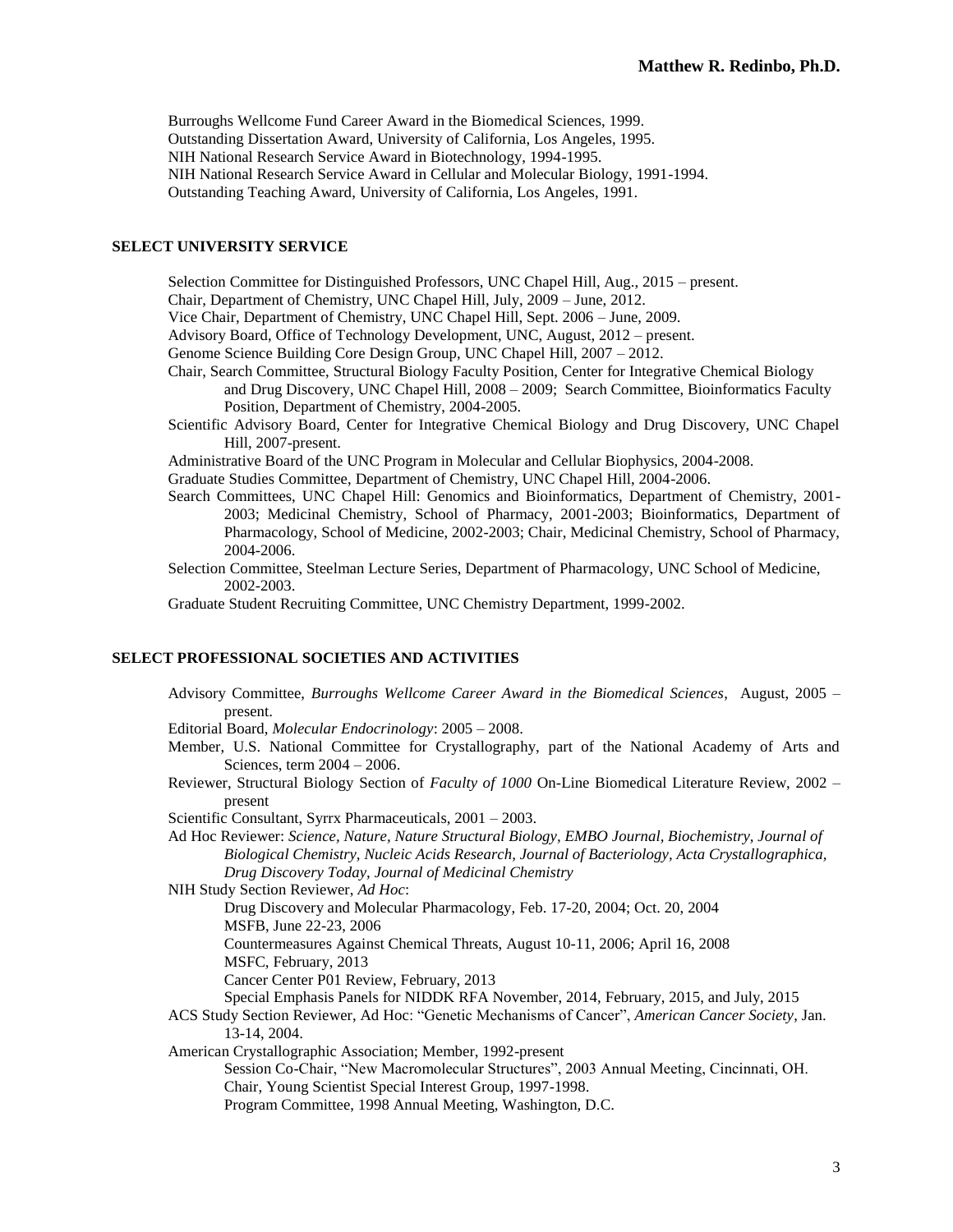Burroughs Wellcome Fund Career Award in the Biomedical Sciences, 1999.
Outstanding Dissertation Award, University of California, Los Angeles, 1995.
NIH National Research Service Award in Biotechnology, 1994-1995.
NIH National Research Service Award in Cellular and Molecular Biology, 1991-1994.
Outstanding Teaching Award, University of California, Los Angeles, 1991.

## SELECT UNIVERSITY SERVICE

Selection Committee for Distinguished Professors, UNC Chapel Hill, Aug., 2015 – present.
Chair, Department of Chemistry, UNC Chapel Hill, July, 2009 – June, 2012.
Vice Chair, Department of Chemistry, UNC Chapel Hill, Sept. 2006 – June, 2009.
Advisory Board, Office of Technology Development, UNC, August, 2012 – present.
Genome Science Building Core Design Group, UNC Chapel Hill, 2007 – 2012.
Chair, Search Committee, Structural Biology Faculty Position, Center for Integrative Chemical Biology and Drug Discovery, UNC Chapel Hill, 2008 – 2009; Search Committee, Bioinformatics Faculty Position, Department of Chemistry, 2004-2005.
Scientific Advisory Board, Center for Integrative Chemical Biology and Drug Discovery, UNC Chapel Hill, 2007-present.
Administrative Board of the UNC Program in Molecular and Cellular Biophysics, 2004-2008.
Graduate Studies Committee, Department of Chemistry, UNC Chapel Hill, 2004-2006.
Search Committees, UNC Chapel Hill: Genomics and Bioinformatics, Department of Chemistry, 2001-2003; Medicinal Chemistry, School of Pharmacy, 2001-2003; Bioinformatics, Department of Pharmacology, School of Medicine, 2002-2003; Chair, Medicinal Chemistry, School of Pharmacy, 2004-2006.
Selection Committee, Steelman Lecture Series, Department of Pharmacology, UNC School of Medicine, 2002-2003.
Graduate Student Recruiting Committee, UNC Chemistry Department, 1999-2002.

## SELECT PROFESSIONAL SOCIETIES AND ACTIVITIES

Advisory Committee, *Burroughs Wellcome Career Award in the Biomedical Sciences*, August, 2005 – present.
Editorial Board, *Molecular Endocrinology*: 2005 – 2008.
Member, U.S. National Committee for Crystallography, part of the National Academy of Arts and Sciences, term 2004 – 2006.
Reviewer, Structural Biology Section of *Faculty of 1000* On-Line Biomedical Literature Review, 2002 – present
Scientific Consultant, Syrrx Pharmaceuticals, 2001 – 2003.
Ad Hoc Reviewer: *Science, Nature, Nature Structural Biology, EMBO Journal, Biochemistry, Journal of Biological Chemistry, Nucleic Acids Research, Journal of Bacteriology, Acta Crystallographica, Drug Discovery Today, Journal of Medicinal Chemistry*
NIH Study Section Reviewer, *Ad Hoc*:
- Drug Discovery and Molecular Pharmacology, Feb. 17-20, 2004; Oct. 20, 2004
- MSFB, June 22-23, 2006
- Countermeasures Against Chemical Threats, August 10-11, 2006; April 16, 2008
- MSFC, February, 2013
- Cancer Center P01 Review, February, 2013
- Special Emphasis Panels for NIDDK RFA November, 2014, February, 2015, and July, 2015

ACS Study Section Reviewer, Ad Hoc: "Genetic Mechanisms of Cancer", *American Cancer Society*, Jan. 13-14, 2004.
American Crystallographic Association; Member, 1992-present
- Session Co-Chair, "New Macromolecular Structures", 2003 Annual Meeting, Cincinnati, OH.
- Chair, Young Scientist Special Interest Group, 1997-1998.
- Program Committee, 1998 Annual Meeting, Washington, D.C.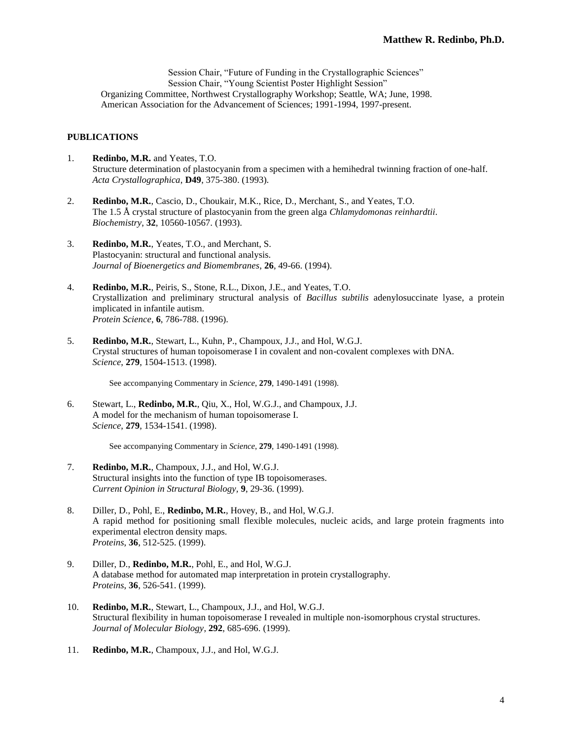Session Chair, "Future of Funding in the Crystallographic Sciences"
Session Chair, "Young Scientist Poster Highlight Session"
Organizing Committee, Northwest Crystallography Workshop; Seattle, WA; June, 1998.
American Association for the Advancement of Sciences; 1991-1994, 1997-present.

**PUBLICATIONS**

1. **Redinbo, M.R.** and Yeates, T.O.
   Structure determination of plastocyanin from a specimen with a hemihedral twinning fraction of one-half.
   *Acta Crystallographica*, **D49**, 375-380. (1993).

2. **Redinbo, M.R.**, Cascio, D., Choukair, M.K., Rice, D., Merchant, S., and Yeates, T.O.
   The 1.5 Å crystal structure of plastocyanin from the green alga *Chlamydomonas reinhardtii*.
   *Biochemistry*, **32**, 10560-10567. (1993).

3. **Redinbo, M.R.**, Yeates, T.O., and Merchant, S.
   Plastocyanin: structural and functional analysis.
   *Journal of Bioenergetics and Biomembranes*, **26**, 49-66. (1994).

4. **Redinbo, M.R.**, Peiris, S., Stone, R.L., Dixon, J.E., and Yeates, T.O.
   Crystallization and preliminary structural analysis of *Bacillus subtilis* adenylosuccinate lyase, a protein implicated in infantile autism.
   *Protein Science*, **6**, 786-788. (1996).

5. **Redinbo, M.R.**, Stewart, L., Kuhn, P., Champoux, J.J., and Hol, W.G.J.
   Crystal structures of human topoisomerase I in covalent and non-covalent complexes with DNA.
   *Science*, **279**, 1504-1513. (1998).

   See accompanying Commentary in *Science*, **279**, 1490-1491 (1998).

6. Stewart, L., **Redinbo, M.R.**, Qiu, X., Hol, W.G.J., and Champoux, J.J.
   A model for the mechanism of human topoisomerase I.
   *Science*, **279**, 1534-1541. (1998).

   See accompanying Commentary in *Science*, **279**, 1490-1491 (1998).

7. **Redinbo, M.R.**, Champoux, J.J., and Hol, W.G.J.
   Structural insights into the function of type IB topoisomerases.
   *Current Opinion in Structural Biology,* **9**, 29-36. (1999).

8. Diller, D., Pohl, E., **Redinbo, M.R.**, Hovey, B., and Hol, W.G.J.
   A rapid method for positioning small flexible molecules, nucleic acids, and large protein fragments into experimental electron density maps.
   *Proteins*, **36**, 512-525. (1999).

9. Diller, D., **Redinbo, M.R.**, Pohl, E., and Hol, W.G.J.
   A database method for automated map interpretation in protein crystallography.
   *Proteins*, **36**, 526-541. (1999).

10. **Redinbo, M.R.**, Stewart, L., Champoux, J.J., and Hol, W.G.J.
    Structural flexibility in human topoisomerase I revealed in multiple non-isomorphous crystal structures.
    *Journal of Molecular Biology*, **292**, 685-696. (1999).

11. **Redinbo, M.R.**, Champoux, J.J., and Hol, W.G.J.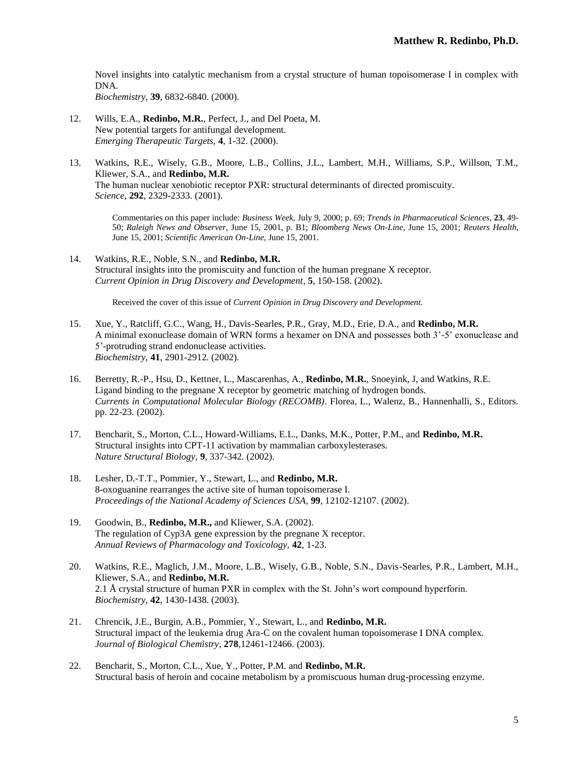Novel insights into catalytic mechanism from a crystal structure of human topoisomerase I in complex with DNA.
*Biochemistry*, **39**, 6832-6840. (2000).

12. Wills, E.A., **Redinbo, M.R.**, Perfect, J., and Del Poeta, M.
New potential targets for antifungal development.
*Emerging Therapeutic Targets*, **4**, 1-32. (2000).

13. Watkins, R.E., Wisely, G.B., Moore, L.B., Collins, J.L., Lambert, M.H., Williams, S.P., Willson, T.M., Kliewer, S.A., and **Redinbo, M.R.**
The human nuclear xenobiotic receptor PXR: structural determinants of directed promiscuity.
*Science*, **292**, 2329-2333. (2001).

    Commentaries on this paper include: *Business Week*, July 9, 2000; p. 69; *Trends in Pharmaceutical Sciences*, **23**, 49-50; *Raleigh News and Observer*, June 15, 2001, p. B1; *Bloomberg News On-Line*, June 15, 2001; *Reuters Health*, June 15, 2001; *Scientific American On-Line*, June 15, 2001.

14. Watkins, R.E., Noble, S.N., and **Redinbo, M.R.**
Structural insights into the promiscuity and function of the human pregnane X receptor.
*Current Opinion in Drug Discovery and Development*, **5**, 150-158. (2002).

    Received the cover of this issue of *Current Opinion in Drug Discovery and Development.*

15. Xue, Y., Ratcliff, G.C., Wang, H., Davis-Searles, P.R., Gray, M.D., Erie, D.A., and **Redinbo, M.R.**
A minimal exonuclease domain of WRN forms a hexamer on DNA and possesses both 3'-5' exonuclease and 5'-protruding strand endonuclease activities.
*Biochemistry*, **41**, 2901-2912. (2002).

16. Berretty, R.-P., Hsu, D., Kettner, L., Mascarenhas, A., **Redinbo, M.R.**, Snoeyink, J, and Watkins, R.E.
Ligand binding to the pregnane X receptor by geometric matching of hydrogen bonds.
*Currents in Computational Molecular Biology (RECOMB)*. Florea, L., Walenz, B., Hannenhalli, S., Editors. pp. 22-23. (2002).

17. Bencharit, S., Morton, C.L., Howard-Williams, E.L., Danks, M.K., Potter, P.M., and **Redinbo, M.R.**
Structural insights into CPT-11 activation by mammalian carboxylesterases.
*Nature Structural Biology*, **9**, 337-342. (2002).

18. Lesher, D.-T.T., Pommier, Y., Stewart, L., and **Redinbo, M.R.**
8-oxoguanine rearranges the active site of human topoisomerase I.
*Proceedings of the National Academy of Sciences USA*, **99**, 12102-12107. (2002).

19. Goodwin, B., **Redinbo, M.R.,** and Kliewer, S.A. (2002).
The regulation of Cyp3A gene expression by the pregnane X receptor.
*Annual Reviews of Pharmacology and Toxicology*, **42**, 1-23.

20. Watkins, R.E., Maglich, J.M., Moore, L.B., Wisely, G.B., Noble, S.N., Davis-Searles, P.R., Lambert, M.H., Kliewer, S.A., and **Redinbo, M.R.**
2.1 Å crystal structure of human PXR in complex with the St. John's wort compound hyperforin.
*Biochemistry*, **42**, 1430-1438. (2003).

21. Chrencik, J.E., Burgin, A.B., Pommier, Y., Stewart, L., and **Redinbo, M.R.**
Structural impact of the leukemia drug Ara-C on the covalent human topoisomerase I DNA complex.
*Journal of Biological Chemistry*, **278**,12461-12466. (2003).

22. Bencharit, S., Morton, C.L., Xue, Y., Potter, P.M. and **Redinbo, M.R.**
Structural basis of heroin and cocaine metabolism by a promiscuous human drug-processing enzyme.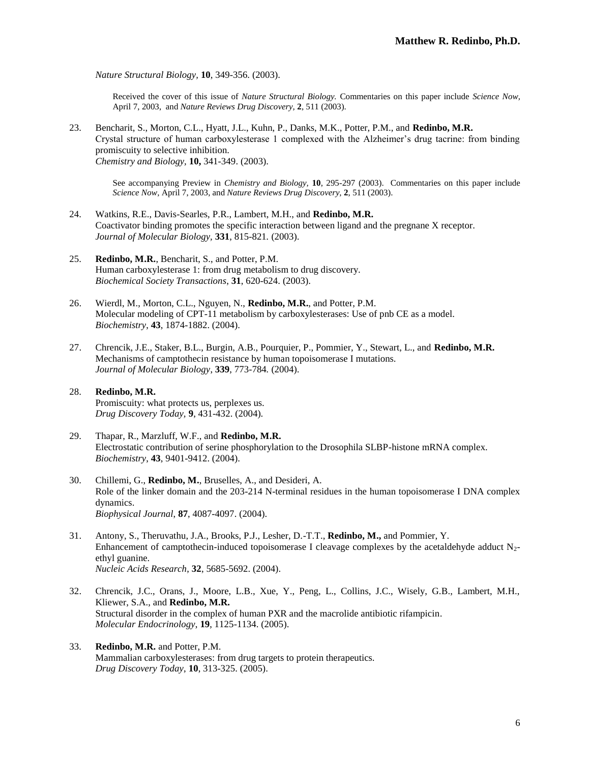*Nature Structural Biology*, **10**, 349-356. (2003).

> Received the cover of this issue of *Nature Structural Biology.* Commentaries on this paper include *Science Now,* April 7, 2003, and *Nature Reviews Drug Discovery,* **2**, 511 (2003).

23. Bencharit, S., Morton, C.L., Hyatt, J.L., Kuhn, P., Danks, M.K., Potter, P.M., and **Redinbo, M.R.**
    Crystal structure of human carboxylesterase 1 complexed with the Alzheimer's drug tacrine: from binding promiscuity to selective inhibition.
    *Chemistry and Biology,* **10,** 341-349. (2003).

    > See accompanying Preview in *Chemistry and Biology,* **10**, 295-297 (2003). Commentaries on this paper include *Science Now,* April 7, 2003, and *Nature Reviews Drug Discovery,* **2**, 511 (2003).

24. Watkins, R.E., Davis-Searles, P.R., Lambert, M.H., and **Redinbo, M.R.**
    Coactivator binding promotes the specific interaction between ligand and the pregnane X receptor.
    *Journal of Molecular Biology,* **331**, 815-821. (2003).

25. **Redinbo, M.R.**, Bencharit, S., and Potter, P.M.
    Human carboxylesterase 1: from drug metabolism to drug discovery.
    *Biochemical Society Transactions*, **31**, 620-624. (2003).

26. Wierdl, M., Morton, C.L., Nguyen, N., **Redinbo, M.R.**, and Potter, P.M.
    Molecular modeling of CPT-11 metabolism by carboxylesterases: Use of pnb CE as a model.
    *Biochemistry*, **43**, 1874-1882. (2004).

27. Chrencik, J.E., Staker, B.L., Burgin, A.B., Pourquier, P., Pommier, Y., Stewart, L., and **Redinbo, M.R.**
    Mechanisms of camptothecin resistance by human topoisomerase I mutations.
    *Journal of Molecular Biology,* **339**, 773-784. (2004).

28. **Redinbo, M.R.**
    Promiscuity: what protects us, perplexes us.
    *Drug Discovery Today,* **9**, 431-432. (2004).

29. Thapar, R., Marzluff, W.F., and **Redinbo, M.R.**
    Electrostatic contribution of serine phosphorylation to the Drosophila SLBP-histone mRNA complex.
    *Biochemistry*, **43**, 9401-9412. (2004).

30. Chillemi, G., **Redinbo, M.**, Bruselles, A., and Desideri, A.
    Role of the linker domain and the 203-214 N-terminal residues in the human topoisomerase I DNA complex dynamics.
    *Biophysical Journal,* **87**, 4087-4097. (2004).

31. Antony, S., Theruvathu, J.A., Brooks, P.J., Lesher, D.-T.T., **Redinbo, M.,** and Pommier, Y.
    Enhancement of camptothecin-induced topoisomerase I cleavage complexes by the acetaldehyde adduct $N_2$-ethyl guanine.
    *Nucleic Acids Research*, **32**, 5685-5692. (2004).

32. Chrencik, J.C., Orans, J., Moore, L.B., Xue, Y., Peng, L., Collins, J.C., Wisely, G.B., Lambert, M.H., Kliewer, S.A., and **Redinbo, M.R.**
    Structural disorder in the complex of human PXR and the macrolide antibiotic rifampicin.
    *Molecular Endocrinology*, **19**, 1125-1134. (2005).

33. **Redinbo, M.R.** and Potter, P.M.
    Mammalian carboxylesterases: from drug targets to protein therapeutics.
    *Drug Discovery Today*, **10**, 313-325. (2005).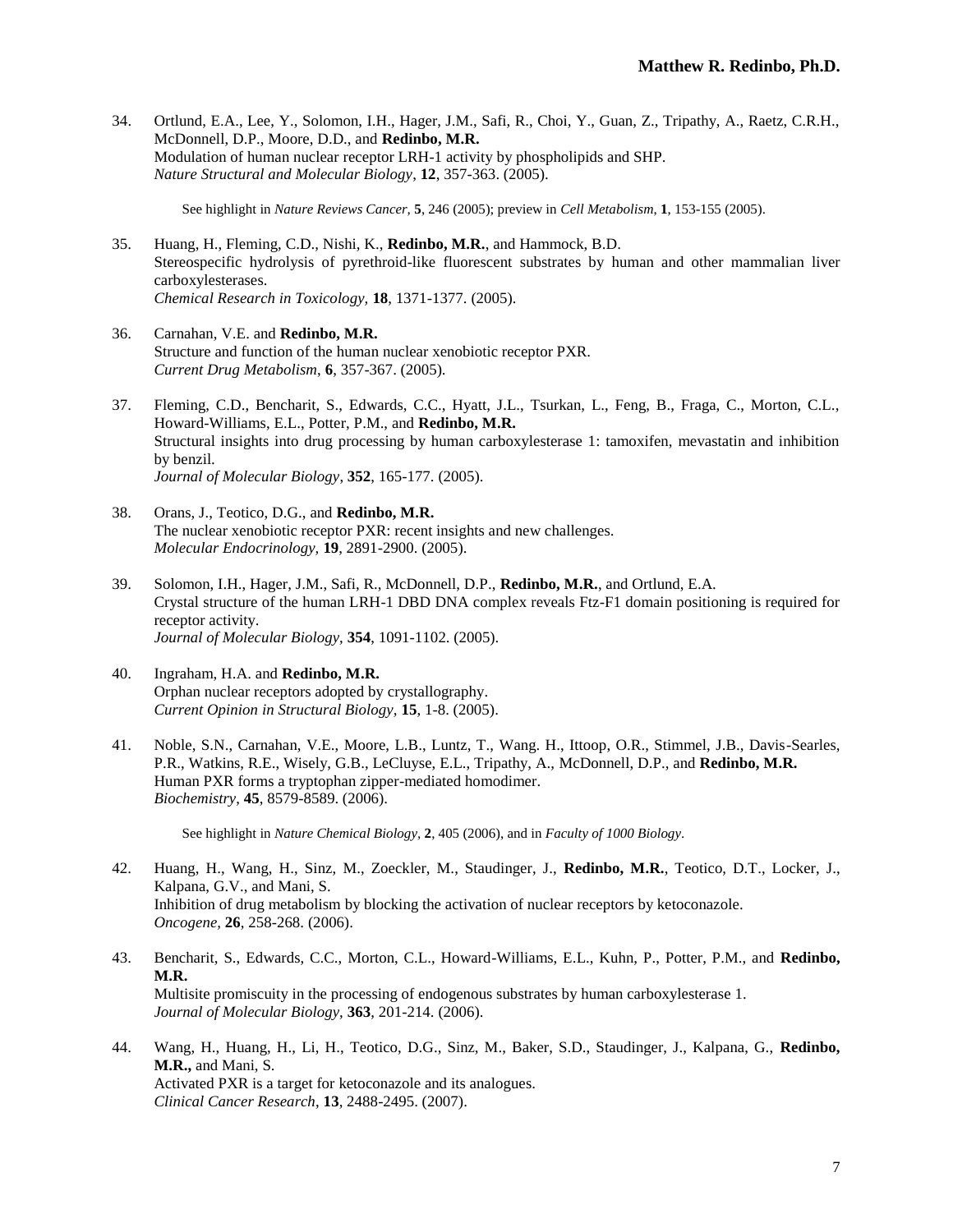34. Ortlund, E.A., Lee, Y., Solomon, I.H., Hager, J.M., Safi, R., Choi, Y., Guan, Z., Tripathy, A., Raetz, C.R.H., McDonnell, D.P., Moore, D.D., and **Redinbo, M.R.**
Modulation of human nuclear receptor LRH-1 activity by phospholipids and SHP.
*Nature Structural and Molecular Biology*, **12**, 357-363. (2005).

    See highlight in *Nature Reviews Cancer*, **5**, 246 (2005); preview in *Cell Metabolism*, **1**, 153-155 (2005).

35. Huang, H., Fleming, C.D., Nishi, K., **Redinbo, M.R.**, and Hammock, B.D.
Stereospecific hydrolysis of pyrethroid-like fluorescent substrates by human and other mammalian liver carboxylesterases.
*Chemical Research in Toxicology*, **18**, 1371-1377. (2005).

36. Carnahan, V.E. and **Redinbo, M.R.**
Structure and function of the human nuclear xenobiotic receptor PXR.
*Current Drug Metabolism*, **6**, 357-367. (2005).

37. Fleming, C.D., Bencharit, S., Edwards, C.C., Hyatt, J.L., Tsurkan, L., Feng, B., Fraga, C., Morton, C.L., Howard-Williams, E.L., Potter, P.M., and **Redinbo, M.R.**
Structural insights into drug processing by human carboxylesterase 1: tamoxifen, mevastatin and inhibition by benzil.
*Journal of Molecular Biology*, **352**, 165-177. (2005).

38. Orans, J., Teotico, D.G., and **Redinbo, M.R.**
The nuclear xenobiotic receptor PXR: recent insights and new challenges.
*Molecular Endocrinology,* **19**, 2891-2900. (2005).

39. Solomon, I.H., Hager, J.M., Safi, R., McDonnell, D.P., **Redinbo, M.R.**, and Ortlund, E.A.
Crystal structure of the human LRH-1 DBD DNA complex reveals Ftz-F1 domain positioning is required for receptor activity.
*Journal of Molecular Biology*, **354**, 1091-1102. (2005).

40. Ingraham, H.A. and **Redinbo, M.R.**
Orphan nuclear receptors adopted by crystallography.
*Current Opinion in Structural Biology,* **15**, 1-8. (2005).

41. Noble, S.N., Carnahan, V.E., Moore, L.B., Luntz, T., Wang. H., Ittoop, O.R., Stimmel, J.B., Davis-Searles, P.R., Watkins, R.E., Wisely, G.B., LeCluyse, E.L., Tripathy, A., McDonnell, D.P., and **Redinbo, M.R.**
Human PXR forms a tryptophan zipper-mediated homodimer.
*Biochemistry*, **45**, 8579-8589. (2006).

    See highlight in *Nature Chemical Biology*, **2**, 405 (2006), and in *Faculty of 1000 Biology*.

42. Huang, H., Wang, H., Sinz, M., Zoeckler, M., Staudinger, J., **Redinbo, M.R.**, Teotico, D.T., Locker, J., Kalpana, G.V., and Mani, S.
Inhibition of drug metabolism by blocking the activation of nuclear receptors by ketoconazole.
*Oncogene*, **26**, 258-268. (2006).

43. Bencharit, S., Edwards, C.C., Morton, C.L., Howard-Williams, E.L., Kuhn, P., Potter, P.M., and **Redinbo, M.R.**
Multisite promiscuity in the processing of endogenous substrates by human carboxylesterase 1.
*Journal of Molecular Biology,* **363**, 201-214. (2006).

44. Wang, H., Huang, H., Li, H., Teotico, D.G., Sinz, M., Baker, S.D., Staudinger, J., Kalpana, G., **Redinbo, M.R.,** and Mani, S.
Activated PXR is a target for ketoconazole and its analogues.
*Clinical Cancer Research*, **13**, 2488-2495. (2007).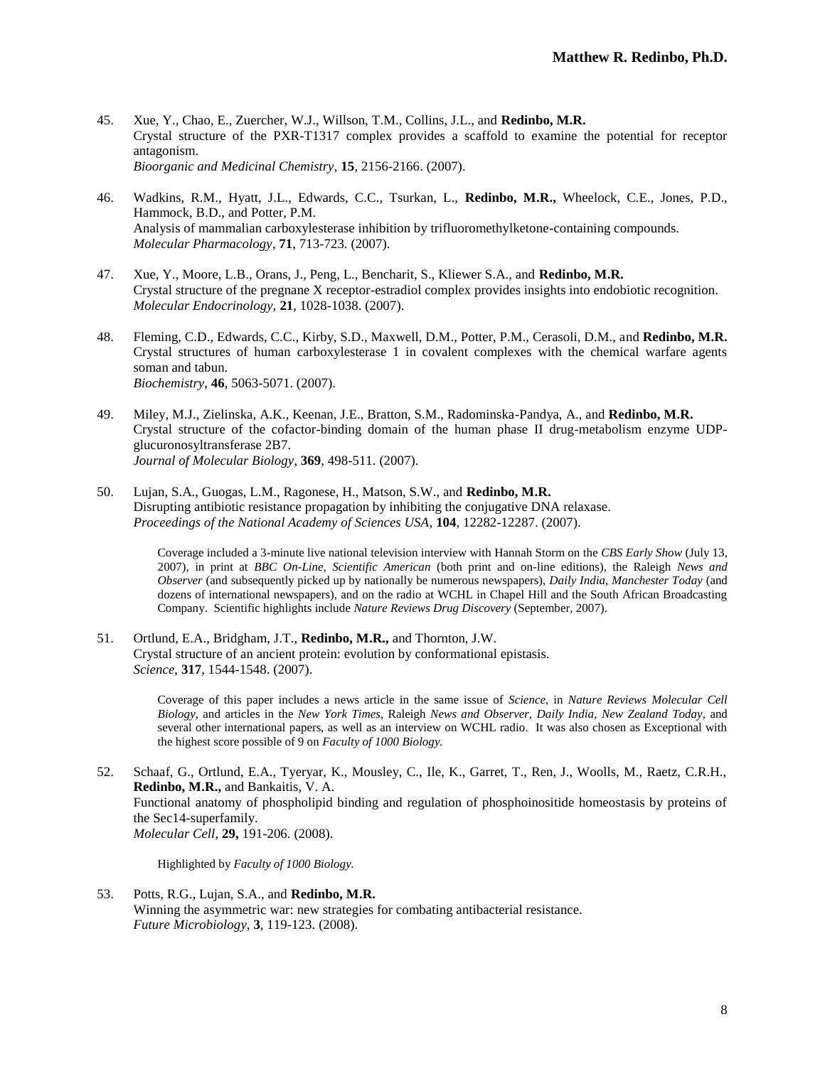45. Xue, Y., Chao, E., Zuercher, W.J., Willson, T.M., Collins, J.L., and **Redinbo, M.R.**
Crystal structure of the PXR-T1317 complex provides a scaffold to examine the potential for receptor antagonism.
*Bioorganic and Medicinal Chemistry*, **15**, 2156-2166. (2007).

46. Wadkins, R.M., Hyatt, J.L., Edwards, C.C., Tsurkan, L., **Redinbo, M.R.,** Wheelock, C.E., Jones, P.D., Hammock, B.D., and Potter, P.M.
Analysis of mammalian carboxylesterase inhibition by trifluoromethylketone-containing compounds.
*Molecular Pharmacology*, **71**, 713-723. (2007).

47. Xue, Y., Moore, L.B., Orans, J., Peng, L., Bencharit, S., Kliewer S.A., and **Redinbo, M.R.**
Crystal structure of the pregnane X receptor-estradiol complex provides insights into endobiotic recognition.
*Molecular Endocrinology,* **21**, 1028-1038. (2007).

48. Fleming, C.D., Edwards, C.C., Kirby, S.D., Maxwell, D.M., Potter, P.M., Cerasoli, D.M., and **Redinbo, M.R.**
Crystal structures of human carboxylesterase 1 in covalent complexes with the chemical warfare agents soman and tabun.
*Biochemistry*, **46**, 5063-5071. (2007).

49. Miley, M.J., Zielinska, A.K., Keenan, J.E., Bratton, S.M., Radominska-Pandya, A., and **Redinbo, M.R.**
Crystal structure of the cofactor-binding domain of the human phase II drug-metabolism enzyme UDP-glucuronosyltransferase 2B7.
*Journal of Molecular Biology*, **369**, 498-511. (2007).

50. Lujan, S.A., Guogas, L.M., Ragonese, H., Matson, S.W., and **Redinbo, M.R.**
Disrupting antibiotic resistance propagation by inhibiting the conjugative DNA relaxase.
*Proceedings of the National Academy of Sciences USA*, **104**, 12282-12287. (2007).

    Coverage included a 3-minute live national television interview with Hannah Storm on the *CBS Early Show* (July 13, 2007), in print at *BBC On-Line*, *Scientific American* (both print and on-line editions), the Raleigh *News and Observer* (and subsequently picked up by nationally be numerous newspapers), *Daily India*, *Manchester Today* (and dozens of international newspapers), and on the radio at WCHL in Chapel Hill and the South African Broadcasting Company. Scientific highlights include *Nature Reviews Drug Discovery* (September, 2007).

51. Ortlund, E.A., Bridgham, J.T., **Redinbo, M.R.,** and Thornton, J.W.
Crystal structure of an ancient protein: evolution by conformational epistasis.
*Science*, **317**, 1544-1548. (2007).

    Coverage of this paper includes a news article in the same issue of *Science*, in *Nature Reviews Molecular Cell Biology*, and articles in the *New York Times*, Raleigh *News and Observer*, *Daily India*, *New Zealand Today*, and several other international papers, as well as an interview on WCHL radio. It was also chosen as Exceptional with the highest score possible of 9 on *Faculty of 1000 Biology.*

52. Schaaf, G., Ortlund, E.A., Tyeryar, K., Mousley, C., Ile, K., Garret, T., Ren, J., Woolls, M., Raetz, C.R.H., **Redinbo, M.R.,** and Bankaitis, V. A.
Functional anatomy of phospholipid binding and regulation of phosphoinositide homeostasis by proteins of the Sec14-superfamily.
*Molecular Cell*, **29,** 191-206. (2008).

    Highlighted by *Faculty of 1000 Biology.*

53. Potts, R.G., Lujan, S.A., and **Redinbo, M.R.**
Winning the asymmetric war: new strategies for combating antibacterial resistance.
*Future Microbiology,* **3**, 119-123. (2008).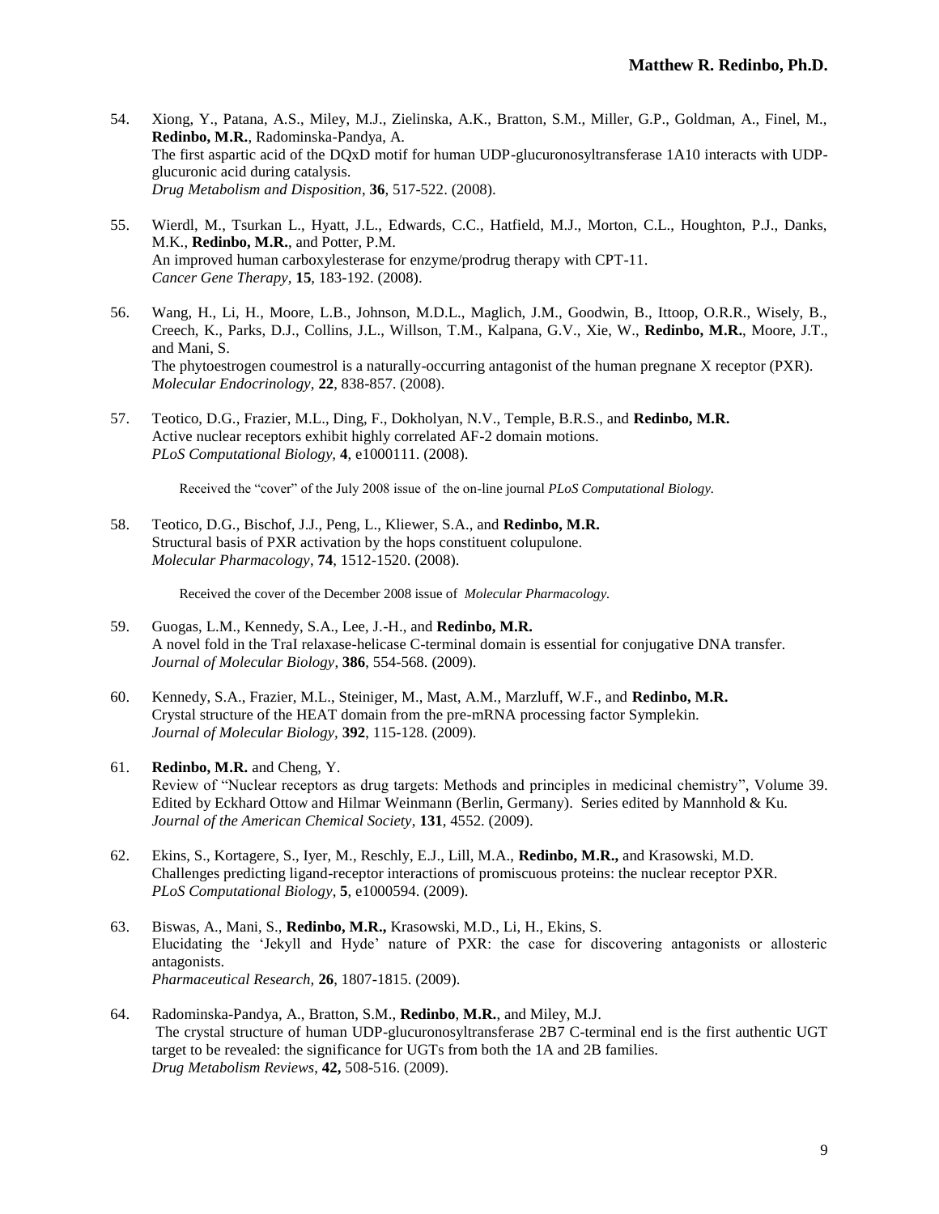54. Xiong, Y., Patana, A.S., Miley, M.J., Zielinska, A.K., Bratton, S.M., Miller, G.P., Goldman, A., Finel, M., **Redinbo, M.R.**, Radominska-Pandya, A.
    The first aspartic acid of the DQxD motif for human UDP-glucuronosyltransferase 1A10 interacts with UDP-glucuronic acid during catalysis.
    *Drug Metabolism and Disposition*, **36**, 517-522. (2008).

55. Wierdl, M., Tsurkan L., Hyatt, J.L., Edwards, C.C., Hatfield, M.J., Morton, C.L., Houghton, P.J., Danks, M.K., **Redinbo, M.R.**, and Potter, P.M.
    An improved human carboxylesterase for enzyme/prodrug therapy with CPT-11.
    *Cancer Gene Therapy*, **15**, 183-192. (2008).

56. Wang, H., Li, H., Moore, L.B., Johnson, M.D.L., Maglich, J.M., Goodwin, B., Ittoop, O.R.R., Wisely, B., Creech, K., Parks, D.J., Collins, J.L., Willson, T.M., Kalpana, G.V., Xie, W., **Redinbo, M.R.**, Moore, J.T., and Mani, S.
    The phytoestrogen coumestrol is a naturally-occurring antagonist of the human pregnane X receptor (PXR).
    *Molecular Endocrinology*, **22**, 838-857. (2008).

57. Teotico, D.G., Frazier, M.L., Ding, F., Dokholyan, N.V., Temple, B.R.S., and **Redinbo, M.R.**
    Active nuclear receptors exhibit highly correlated AF-2 domain motions.
    *PLoS Computational Biology*, **4**, e1000111. (2008).

    Received the "cover" of the July 2008 issue of the on-line journal *PLoS Computational Biology.*

58. Teotico, D.G., Bischof, J.J., Peng, L., Kliewer, S.A., and **Redinbo, M.R.**
    Structural basis of PXR activation by the hops constituent colupulone.
    *Molecular Pharmacology*, **74**, 1512-1520. (2008).

    Received the cover of the December 2008 issue of *Molecular Pharmacology.*

59. Guogas, L.M., Kennedy, S.A., Lee, J.-H., and **Redinbo, M.R.**
    A novel fold in the TraI relaxase-helicase C-terminal domain is essential for conjugative DNA transfer.
    *Journal of Molecular Biology*, **386**, 554-568. (2009).

60. Kennedy, S.A., Frazier, M.L., Steiniger, M., Mast, A.M., Marzluff, W.F., and **Redinbo, M.R.**
    Crystal structure of the HEAT domain from the pre-mRNA processing factor Symplekin.
    *Journal of Molecular Biology*, **392**, 115-128. (2009).

61. **Redinbo, M.R.** and Cheng, Y.
    Review of "Nuclear receptors as drug targets: Methods and principles in medicinal chemistry", Volume 39. Edited by Eckhard Ottow and Hilmar Weinmann (Berlin, Germany). Series edited by Mannhold & Ku.
    *Journal of the American Chemical Society*, **131**, 4552. (2009).

62. Ekins, S., Kortagere, S., Iyer, M., Reschly, E.J., Lill, M.A., **Redinbo, M.R.,** and Krasowski, M.D.
    Challenges predicting ligand-receptor interactions of promiscuous proteins: the nuclear receptor PXR.
    *PLoS Computational Biology*, **5**, e1000594. (2009).

63. Biswas, A., Mani, S., **Redinbo, M.R.,** Krasowski, M.D., Li, H., Ekins, S.
    Elucidating the 'Jekyll and Hyde' nature of PXR: the case for discovering antagonists or allosteric antagonists.
    *Pharmaceutical Research*, **26**, 1807-1815. (2009).

64. Radominska-Pandya, A., Bratton, S.M., **Redinbo**, **M.R.**, and Miley, M.J.
    The crystal structure of human UDP-glucuronosyltransferase 2B7 C-terminal end is the first authentic UGT target to be revealed: the significance for UGTs from both the 1A and 2B families.
    *Drug Metabolism Reviews*, **42,** 508-516. (2009).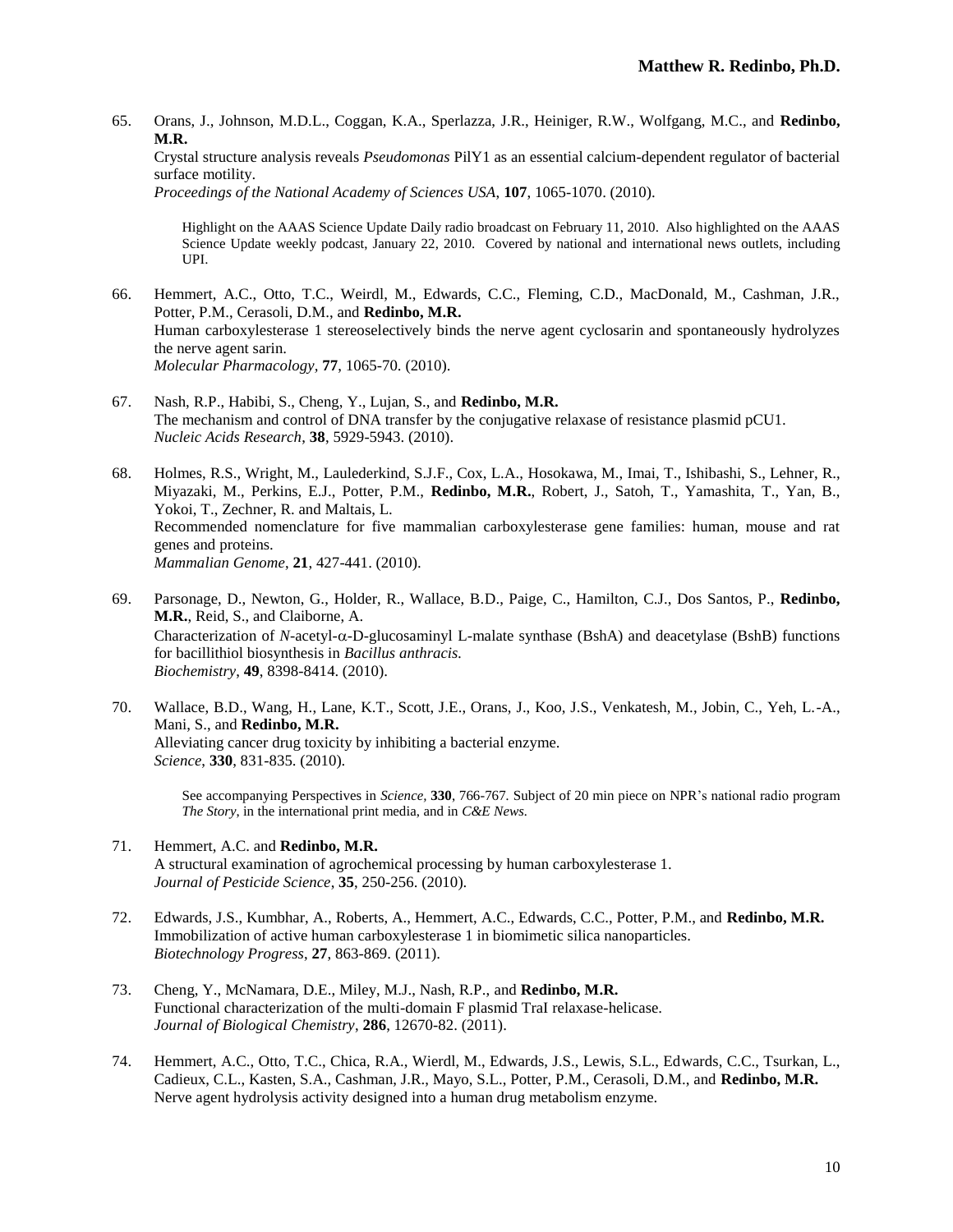65. Orans, J., Johnson, M.D.L., Coggan, K.A., Sperlazza, J.R., Heiniger, R.W., Wolfgang, M.C., and **Redinbo, M.R.**
Crystal structure analysis reveals *Pseudomonas* PilY1 as an essential calcium-dependent regulator of bacterial surface motility.
*Proceedings of the National Academy of Sciences USA*, **107**, 1065-1070. (2010).

    Highlight on the AAAS Science Update Daily radio broadcast on February 11, 2010. Also highlighted on the AAAS Science Update weekly podcast, January 22, 2010. Covered by national and international news outlets, including UPI.

66. Hemmert, A.C., Otto, T.C., Weirdl, M., Edwards, C.C., Fleming, C.D., MacDonald, M., Cashman, J.R., Potter, P.M., Cerasoli, D.M., and **Redinbo, M.R.**
Human carboxylesterase 1 stereoselectively binds the nerve agent cyclosarin and spontaneously hydrolyzes the nerve agent sarin.
*Molecular Pharmacology,* **77**, 1065-70. (2010).

67. Nash, R.P., Habibi, S., Cheng, Y., Lujan, S., and **Redinbo, M.R.**
The mechanism and control of DNA transfer by the conjugative relaxase of resistance plasmid pCU1.
*Nucleic Acids Research*, **38**, 5929-5943. (2010).

68. Holmes, R.S., Wright, M., Laulederkind, S.J.F., Cox, L.A., Hosokawa, M., Imai, T., Ishibashi, S., Lehner, R., Miyazaki, M., Perkins, E.J., Potter, P.M., **Redinbo, M.R.**, Robert, J., Satoh, T., Yamashita, T., Yan, B., Yokoi, T., Zechner, R. and Maltais, L.
Recommended nomenclature for five mammalian carboxylesterase gene families: human, mouse and rat genes and proteins.
*Mammalian Genome*, **21**, 427-441. (2010).

69. Parsonage, D., Newton, G., Holder, R., Wallace, B.D., Paige, C., Hamilton, C.J., Dos Santos, P., **Redinbo, M.R.**, Reid, S., and Claiborne, A.
Characterization of *N*-acetyl-$\alpha$-D-glucosaminyl L-malate synthase (BshA) and deacetylase (BshB) functions for bacillithiol biosynthesis in *Bacillus anthracis.*
*Biochemistry*, **49**, 8398-8414. (2010).

70. Wallace, B.D., Wang, H., Lane, K.T., Scott, J.E., Orans, J., Koo, J.S., Venkatesh, M., Jobin, C., Yeh, L.-A., Mani, S., and **Redinbo, M.R.**
Alleviating cancer drug toxicity by inhibiting a bacterial enzyme.
*Science*, **330**, 831-835. (2010).

    See accompanying Perspectives in *Science*, **330**, 766-767. Subject of 20 min piece on NPR's national radio program *The Story*, in the international print media, and in *C&E News*.

71. Hemmert, A.C. and **Redinbo, M.R.**
A structural examination of agrochemical processing by human carboxylesterase 1.
*Journal of Pesticide Science*, **35**, 250-256. (2010).

72. Edwards, J.S., Kumbhar, A., Roberts, A., Hemmert, A.C., Edwards, C.C., Potter, P.M., and **Redinbo, M.R.**
Immobilization of active human carboxylesterase 1 in biomimetic silica nanoparticles.
*Biotechnology Progress*, **27**, 863-869. (2011).

73. Cheng, Y., McNamara, D.E., Miley, M.J., Nash, R.P., and **Redinbo, M.R.**
Functional characterization of the multi-domain F plasmid TraI relaxase-helicase.
*Journal of Biological Chemistry*, **286**, 12670-82. (2011).

74. Hemmert, A.C., Otto, T.C., Chica, R.A., Wierdl, M., Edwards, J.S., Lewis, S.L., Edwards, C.C., Tsurkan, L., Cadieux, C.L., Kasten, S.A., Cashman, J.R., Mayo, S.L., Potter, P.M., Cerasoli, D.M., and **Redinbo, M.R.**
Nerve agent hydrolysis activity designed into a human drug metabolism enzyme.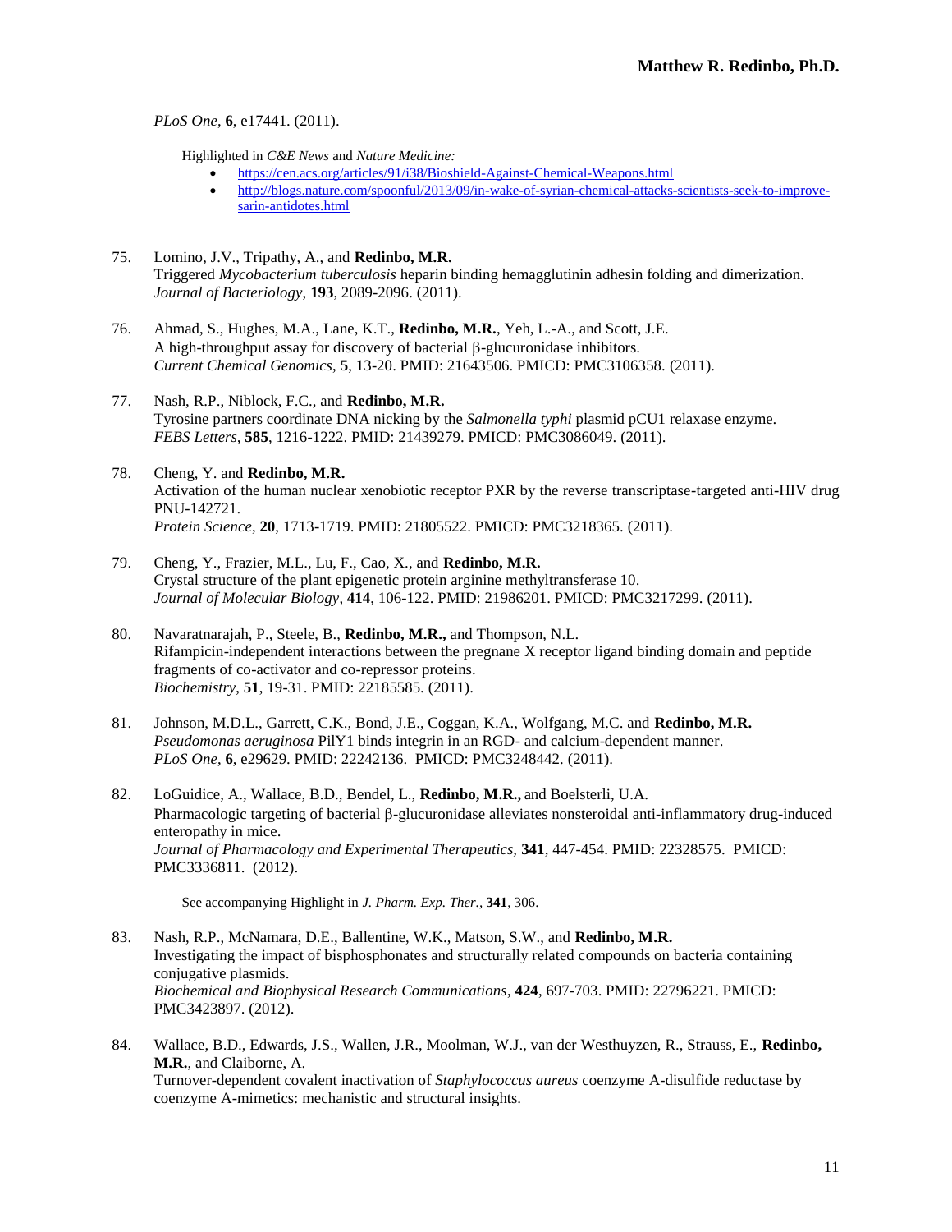*PLoS One*, **6**, e17441. (2011).

Highlighted in *C&E News* and *Nature Medicine:*

- https://cen.acs.org/articles/91/i38/Bioshield-Against-Chemical-Weapons.html
- http://blogs.nature.com/spoonful/2013/09/in-wake-of-syrian-chemical-attacks-scientists-seek-to-improve-sarin-antidotes.html

75. Lomino, J.V., Tripathy, A., and **Redinbo, M.R.**
Triggered *Mycobacterium tuberculosis* heparin binding hemagglutinin adhesin folding and dimerization.
*Journal of Bacteriology*, **193**, 2089-2096. (2011).

76. Ahmad, S., Hughes, M.A., Lane, K.T., **Redinbo, M.R.**, Yeh, L.-A., and Scott, J.E.
A high-throughput assay for discovery of bacterial β-glucuronidase inhibitors.
*Current Chemical Genomics*, **5**, 13-20. PMID: 21643506. PMICD: PMC3106358. (2011).

77. Nash, R.P., Niblock, F.C., and **Redinbo, M.R.**
Tyrosine partners coordinate DNA nicking by the *Salmonella typhi* plasmid pCU1 relaxase enzyme.
*FEBS Letters*, **585**, 1216-1222. PMID: 21439279. PMICD: PMC3086049. (2011).

78. Cheng, Y. and **Redinbo, M.R.**
Activation of the human nuclear xenobiotic receptor PXR by the reverse transcriptase-targeted anti-HIV drug PNU-142721.
*Protein Science*, **20**, 1713-1719. PMID: 21805522. PMICD: PMC3218365. (2011).

79. Cheng, Y., Frazier, M.L., Lu, F., Cao, X., and **Redinbo, M.R.**
Crystal structure of the plant epigenetic protein arginine methyltransferase 10.
*Journal of Molecular Biology*, **414**, 106-122. PMID: 21986201. PMICD: PMC3217299. (2011).

80. Navaratnarajah, P., Steele, B., **Redinbo, M.R.,** and Thompson, N.L.
Rifampicin-independent interactions between the pregnane X receptor ligand binding domain and peptide fragments of co-activator and co-repressor proteins.
*Biochemistry*, **51**, 19-31. PMID: 22185585. (2011).

81. Johnson, M.D.L., Garrett, C.K., Bond, J.E., Coggan, K.A., Wolfgang, M.C. and **Redinbo, M.R.**
*Pseudomonas aeruginosa* PilY1 binds integrin in an RGD- and calcium-dependent manner.
*PLoS One*, **6**, e29629. PMID: 22242136. PMICD: PMC3248442. (2011).

82. LoGuidice, A., Wallace, B.D., Bendel, L., **Redinbo, M.R.,** and Boelsterli, U.A.
Pharmacologic targeting of bacterial β-glucuronidase alleviates nonsteroidal anti-inflammatory drug-induced enteropathy in mice.
*Journal of Pharmacology and Experimental Therapeutics*, **341**, 447-454. PMID: 22328575. PMICD: PMC3336811. (2012).

    See accompanying Highlight in *J. Pharm. Exp. Ther.*, **341**, 306.

83. Nash, R.P., McNamara, D.E., Ballentine, W.K., Matson, S.W., and **Redinbo, M.R.**
Investigating the impact of bisphosphonates and structurally related compounds on bacteria containing conjugative plasmids.
*Biochemical and Biophysical Research Communications*, **424**, 697-703. PMID: 22796221. PMICD: PMC3423897. (2012).

84. Wallace, B.D., Edwards, J.S., Wallen, J.R., Moolman, W.J., van der Westhuyzen, R., Strauss, E., **Redinbo, M.R.**, and Claiborne, A.
Turnover-dependent covalent inactivation of *Staphylococcus aureus* coenzyme A-disulfide reductase by coenzyme A-mimetics: mechanistic and structural insights.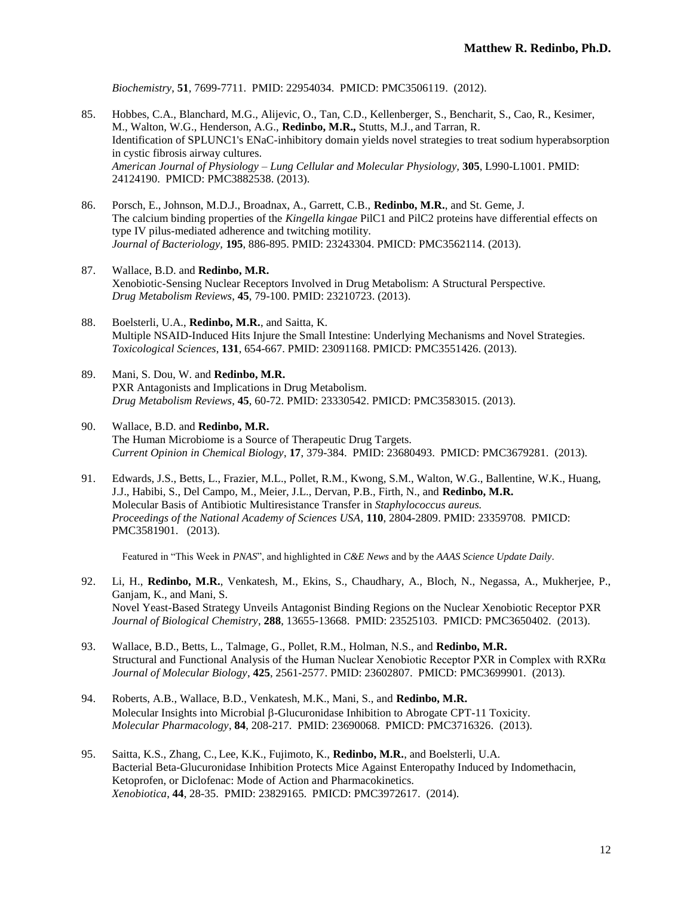*Biochemistry*, **51**, 7699-7711. PMID: 22954034. PMICD: PMC3506119. (2012).

85. Hobbes, C.A., Blanchard, M.G., Alijevic, O., Tan, C.D., Kellenberger, S., Bencharit, S., Cao, R., Kesimer, M., Walton, W.G., Henderson, A.G., **Redinbo, M.R.,** Stutts, M.J., and Tarran, R.
Identification of SPLUNC1's ENaC-inhibitory domain yields novel strategies to treat sodium hyperabsorption in cystic fibrosis airway cultures.
*American Journal of Physiology – Lung Cellular and Molecular Physiology,* **305**, L990-L1001. PMID: 24124190. PMICD: PMC3882538. (2013).

86. Porsch, E., Johnson, M.D.J., Broadnax, A., Garrett, C.B., **Redinbo, M.R.**, and St. Geme, J.
The calcium binding properties of the *Kingella kingae* PilC1 and PilC2 proteins have differential effects on type IV pilus-mediated adherence and twitching motility.
*Journal of Bacteriology,* **195**, 886-895. PMID: 23243304. PMICD: PMC3562114. (2013).

87. Wallace, B.D. and **Redinbo, M.R.**
Xenobiotic-Sensing Nuclear Receptors Involved in Drug Metabolism: A Structural Perspective.
*Drug Metabolism Reviews*, **45**, 79-100. PMID: 23210723. (2013).

88. Boelsterli, U.A., **Redinbo, M.R.**, and Saitta, K.
Multiple NSAID-Induced Hits Injure the Small Intestine: Underlying Mechanisms and Novel Strategies.
*Toxicological Sciences*, **131**, 654-667. PMID: 23091168. PMICD: PMC3551426. (2013).

89. Mani, S. Dou, W. and **Redinbo, M.R.**
PXR Antagonists and Implications in Drug Metabolism.
*Drug Metabolism Reviews*, **45**, 60-72. PMID: 23330542. PMICD: PMC3583015. (2013).

90. Wallace, B.D. and **Redinbo, M.R.**
The Human Microbiome is a Source of Therapeutic Drug Targets.
*Current Opinion in Chemical Biology*, **17**, 379-384. PMID: 23680493. PMICD: PMC3679281. (2013).

91. Edwards, J.S., Betts, L., Frazier, M.L., Pollet, R.M., Kwong, S.M., Walton, W.G., Ballentine, W.K., Huang, J.J., Habibi, S., Del Campo, M., Meier, J.L., Dervan, P.B., Firth, N., and **Redinbo, M.R.**
Molecular Basis of Antibiotic Multiresistance Transfer in *Staphylococcus aureus.*
*Proceedings of the National Academy of Sciences USA*, **110**, 2804-2809. PMID: 23359708. PMICD: PMC3581901. (2013).

   Featured in "This Week in *PNAS*", and highlighted in *C&E News* and by the *AAAS Science Update Daily*.

92. Li, H., **Redinbo, M.R.**, Venkatesh, M., Ekins, S., Chaudhary, A., Bloch, N., Negassa, A., Mukherjee, P., Ganjam, K., and Mani, S.
Novel Yeast-Based Strategy Unveils Antagonist Binding Regions on the Nuclear Xenobiotic Receptor PXR
*Journal of Biological Chemistry*, **288**, 13655-13668. PMID: 23525103. PMICD: PMC3650402. (2013).

93. Wallace, B.D., Betts, L., Talmage, G., Pollet, R.M., Holman, N.S., and **Redinbo, M.R.**
Structural and Functional Analysis of the Human Nuclear Xenobiotic Receptor PXR in Complex with RXRα
*Journal of Molecular Biology*, **425**, 2561-2577. PMID: 23602807. PMICD: PMC3699901. (2013).

94. Roberts, A.B., Wallace, B.D., Venkatesh, M.K., Mani, S., and **Redinbo, M.R.**
Molecular Insights into Microbial β-Glucuronidase Inhibition to Abrogate CPT-11 Toxicity.
*Molecular Pharmacology*, **84**, 208-217. PMID: 23690068. PMICD: PMC3716326. (2013).

95. Saitta, K.S., Zhang, C., Lee, K.K., Fujimoto, K., **Redinbo, M.R.**, and Boelsterli, U.A.
Bacterial Beta-Glucuronidase Inhibition Protects Mice Against Enteropathy Induced by Indomethacin, Ketoprofen, or Diclofenac: Mode of Action and Pharmacokinetics.
*Xenobiotica*, **44**, 28-35. PMID: 23829165. PMICD: PMC3972617. (2014).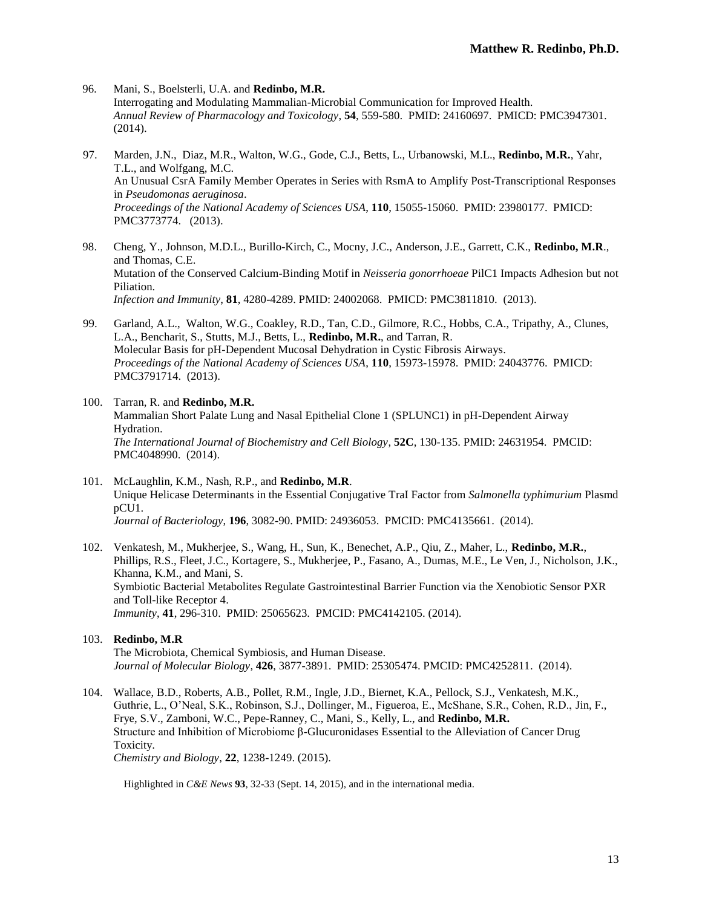96. Mani, S., Boelsterli, U.A. and **Redinbo, M.R.**
Interrogating and Modulating Mammalian-Microbial Communication for Improved Health.
*Annual Review of Pharmacology and Toxicology*, **54**, 559-580. PMID: 24160697. PMICD: PMC3947301. (2014).

97. Marden, J.N., Diaz, M.R., Walton, W.G., Gode, C.J., Betts, L., Urbanowski, M.L., **Redinbo, M.R.**, Yahr, T.L., and Wolfgang, M.C.
An Unusual CsrA Family Member Operates in Series with RsmA to Amplify Post-Transcriptional Responses in *Pseudomonas aeruginosa*.
*Proceedings of the National Academy of Sciences USA*, **110**, 15055-15060. PMID: 23980177. PMICD: PMC3773774. (2013).

98. Cheng, Y., Johnson, M.D.L., Burillo-Kirch, C., Mocny, J.C., Anderson, J.E., Garrett, C.K., **Redinbo, M.R.**, and Thomas, C.E.
Mutation of the Conserved Calcium-Binding Motif in *Neisseria gonorrhoeae* PilC1 Impacts Adhesion but not Piliation.
*Infection and Immunity*, **81**, 4280-4289. PMID: 24002068. PMICD: PMC3811810. (2013).

99. Garland, A.L., Walton, W.G., Coakley, R.D., Tan, C.D., Gilmore, R.C., Hobbs, C.A., Tripathy, A., Clunes, L.A., Bencharit, S., Stutts, M.J., Betts, L., **Redinbo, M.R.**, and Tarran, R.
Molecular Basis for pH-Dependent Mucosal Dehydration in Cystic Fibrosis Airways.
*Proceedings of the National Academy of Sciences USA*, **110**, 15973-15978. PMID: 24043776. PMICD: PMC3791714. (2013).

100. Tarran, R. and **Redinbo, M.R.**
Mammalian Short Palate Lung and Nasal Epithelial Clone 1 (SPLUNC1) in pH-Dependent Airway Hydration.
*The International Journal of Biochemistry and Cell Biology*, **52C**, 130-135. PMID: 24631954. PMCID: PMC4048990. (2014).

101. McLaughlin, K.M., Nash, R.P., and **Redinbo, M.R**.
Unique Helicase Determinants in the Essential Conjugative TraI Factor from *Salmonella typhimurium* Plasmd pCU1.
*Journal of Bacteriology*, **196**, 3082-90. PMID: 24936053. PMCID: PMC4135661. (2014).

102. Venkatesh, M., Mukherjee, S., Wang, H., Sun, K., Benechet, A.P., Qiu, Z., Maher, L., **Redinbo, M.R.**, Phillips, R.S., Fleet, J.C., Kortagere, S., Mukherjee, P., Fasano, A., Dumas, M.E., Le Ven, J., Nicholson, J.K., Khanna, K.M., and Mani, S.
Symbiotic Bacterial Metabolites Regulate Gastrointestinal Barrier Function via the Xenobiotic Sensor PXR and Toll-like Receptor 4.
*Immunity*, **41**, 296-310. PMID: 25065623. PMCID: PMC4142105. (2014).

103. **Redinbo, M.R**
The Microbiota, Chemical Symbiosis, and Human Disease.
*Journal of Molecular Biology*, **426**, 3877-3891. PMID: 25305474. PMCID: PMC4252811. (2014).

104. Wallace, B.D., Roberts, A.B., Pollet, R.M., Ingle, J.D., Biernet, K.A., Pellock, S.J., Venkatesh, M.K., Guthrie, L., O'Neal, S.K., Robinson, S.J., Dollinger, M., Figueroa, E., McShane, S.R., Cohen, R.D., Jin, F., Frye, S.V., Zamboni, W.C., Pepe-Ranney, C., Mani, S., Kelly, L., and **Redinbo, M.R.**
Structure and Inhibition of Microbiome β-Glucuronidases Essential to the Alleviation of Cancer Drug Toxicity.
*Chemistry and Biology*, **22**, 1238-1249. (2015).

Highlighted in *C&E News* **93**, 32-33 (Sept. 14, 2015), and in the international media.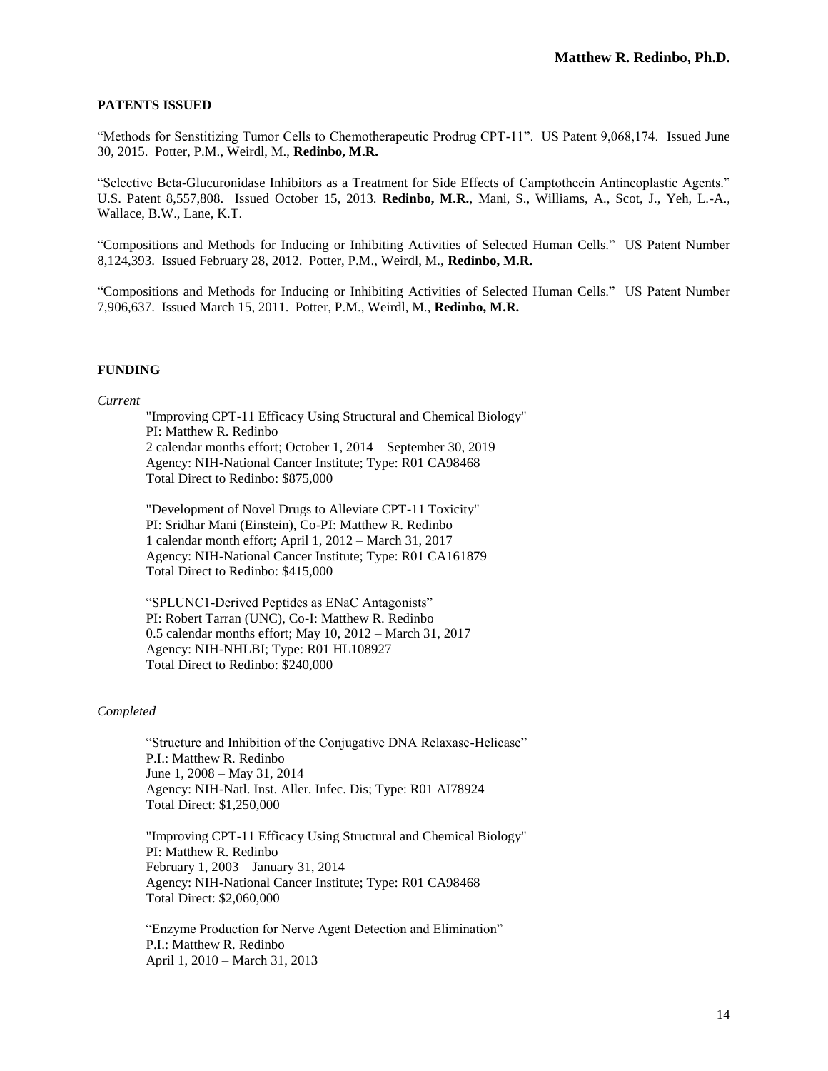## PATENTS ISSUED

"Methods for Senstitizing Tumor Cells to Chemotherapeutic Prodrug CPT-11". US Patent 9,068,174. Issued June 30, 2015. Potter, P.M., Weirdl, M., **Redinbo, M.R.**

"Selective Beta-Glucuronidase Inhibitors as a Treatment for Side Effects of Camptothecin Antineoplastic Agents." U.S. Patent 8,557,808. Issued October 15, 2013. **Redinbo, M.R.**, Mani, S., Williams, A., Scot, J., Yeh, L.-A., Wallace, B.W., Lane, K.T.

"Compositions and Methods for Inducing or Inhibiting Activities of Selected Human Cells." US Patent Number 8,124,393. Issued February 28, 2012. Potter, P.M., Weirdl, M., **Redinbo, M.R.**

"Compositions and Methods for Inducing or Inhibiting Activities of Selected Human Cells." US Patent Number 7,906,637. Issued March 15, 2011. Potter, P.M., Weirdl, M., **Redinbo, M.R.**

## FUNDING

*Current*

"Improving CPT-11 Efficacy Using Structural and Chemical Biology"
PI: Matthew R. Redinbo
2 calendar months effort; October 1, 2014 – September 30, 2019
Agency: NIH-National Cancer Institute; Type: R01 CA98468
Total Direct to Redinbo: $875,000

"Development of Novel Drugs to Alleviate CPT-11 Toxicity"
PI: Sridhar Mani (Einstein), Co-PI: Matthew R. Redinbo
1 calendar month effort; April 1, 2012 – March 31, 2017
Agency: NIH-National Cancer Institute; Type: R01 CA161879
Total Direct to Redinbo: $415,000

"SPLUNC1-Derived Peptides as ENaC Antagonists"
PI: Robert Tarran (UNC), Co-I: Matthew R. Redinbo
0.5 calendar months effort; May 10, 2012 – March 31, 2017
Agency: NIH-NHLBI; Type: R01 HL108927
Total Direct to Redinbo: $240,000

*Completed*

"Structure and Inhibition of the Conjugative DNA Relaxase-Helicase"
P.I.: Matthew R. Redinbo
June 1, 2008 – May 31, 2014
Agency: NIH-Natl. Inst. Aller. Infec. Dis; Type: R01 AI78924
Total Direct: $1,250,000

"Improving CPT-11 Efficacy Using Structural and Chemical Biology"
PI: Matthew R. Redinbo
February 1, 2003 – January 31, 2014
Agency: NIH-National Cancer Institute; Type: R01 CA98468
Total Direct: $2,060,000

"Enzyme Production for Nerve Agent Detection and Elimination"
P.I.: Matthew R. Redinbo
April 1, 2010 – March 31, 2013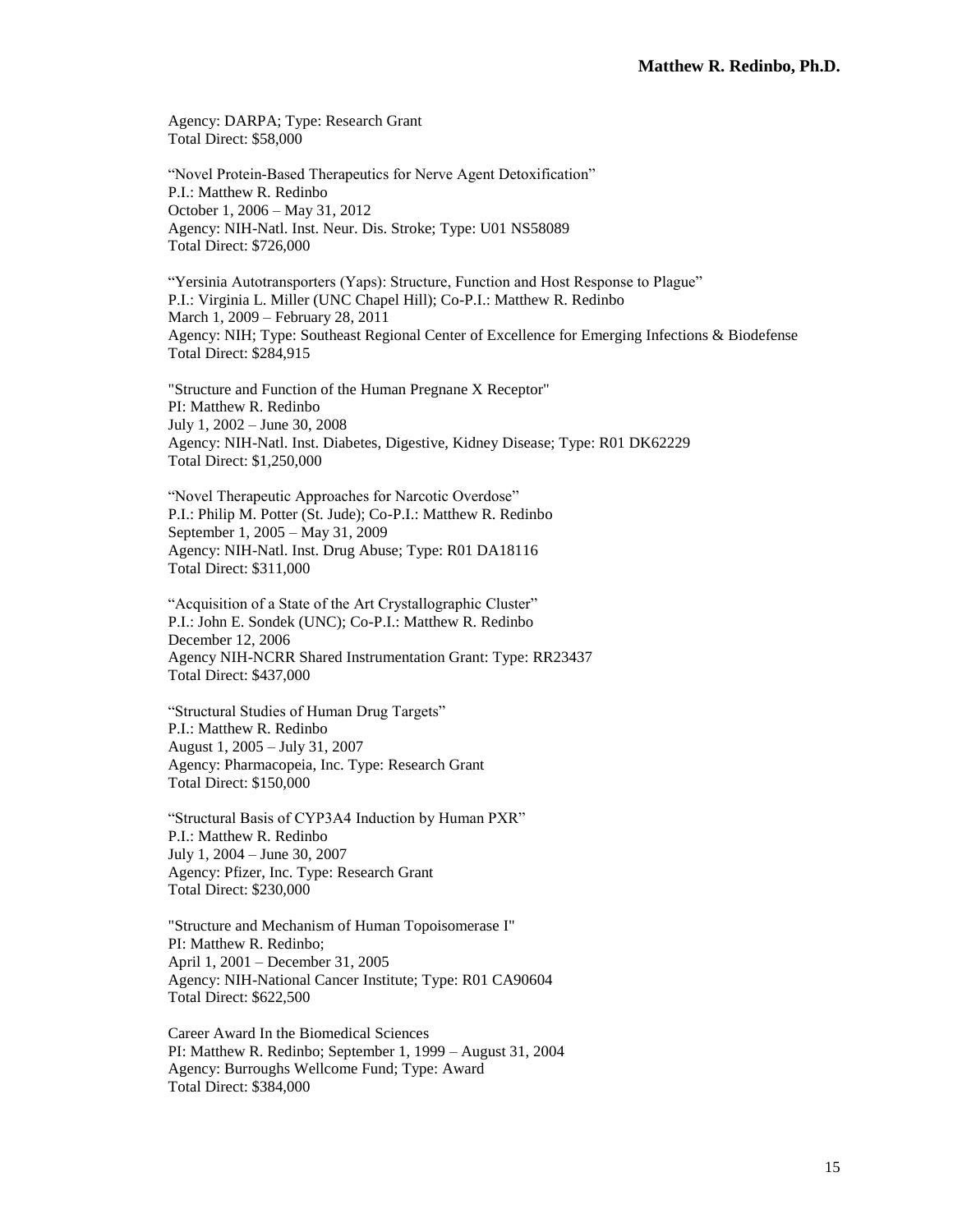Agency: DARPA; Type: Research Grant
Total Direct: $58,000

"Novel Protein-Based Therapeutics for Nerve Agent Detoxification"
P.I.: Matthew R. Redinbo
October 1, 2006 – May 31, 2012
Agency: NIH-Natl. Inst. Neur. Dis. Stroke; Type: U01 NS58089
Total Direct: $726,000

"Yersinia Autotransporters (Yaps): Structure, Function and Host Response to Plague"
P.I.: Virginia L. Miller (UNC Chapel Hill); Co-P.I.: Matthew R. Redinbo
March 1, 2009 – February 28, 2011
Agency: NIH; Type: Southeast Regional Center of Excellence for Emerging Infections & Biodefense
Total Direct: $284,915

"Structure and Function of the Human Pregnane X Receptor"
PI: Matthew R. Redinbo
July 1, 2002 – June 30, 2008
Agency: NIH-Natl. Inst. Diabetes, Digestive, Kidney Disease; Type: R01 DK62229
Total Direct: $1,250,000

"Novel Therapeutic Approaches for Narcotic Overdose"
P.I.: Philip M. Potter (St. Jude); Co-P.I.: Matthew R. Redinbo
September 1, 2005 – May 31, 2009
Agency: NIH-Natl. Inst. Drug Abuse; Type: R01 DA18116
Total Direct: $311,000

"Acquisition of a State of the Art Crystallographic Cluster"
P.I.: John E. Sondek (UNC); Co-P.I.: Matthew R. Redinbo
December 12, 2006
Agency NIH-NCRR Shared Instrumentation Grant: Type: RR23437
Total Direct: $437,000

"Structural Studies of Human Drug Targets"
P.I.: Matthew R. Redinbo
August 1, 2005 – July 31, 2007
Agency: Pharmacopeia, Inc. Type: Research Grant
Total Direct: $150,000

"Structural Basis of CYP3A4 Induction by Human PXR"
P.I.: Matthew R. Redinbo
July 1, 2004 – June 30, 2007
Agency: Pfizer, Inc. Type: Research Grant
Total Direct: $230,000

"Structure and Mechanism of Human Topoisomerase I"
PI: Matthew R. Redinbo;
April 1, 2001 – December 31, 2005
Agency: NIH-National Cancer Institute; Type: R01 CA90604
Total Direct: $622,500

Career Award In the Biomedical Sciences
PI: Matthew R. Redinbo; September 1, 1999 – August 31, 2004
Agency: Burroughs Wellcome Fund; Type: Award
Total Direct: $384,000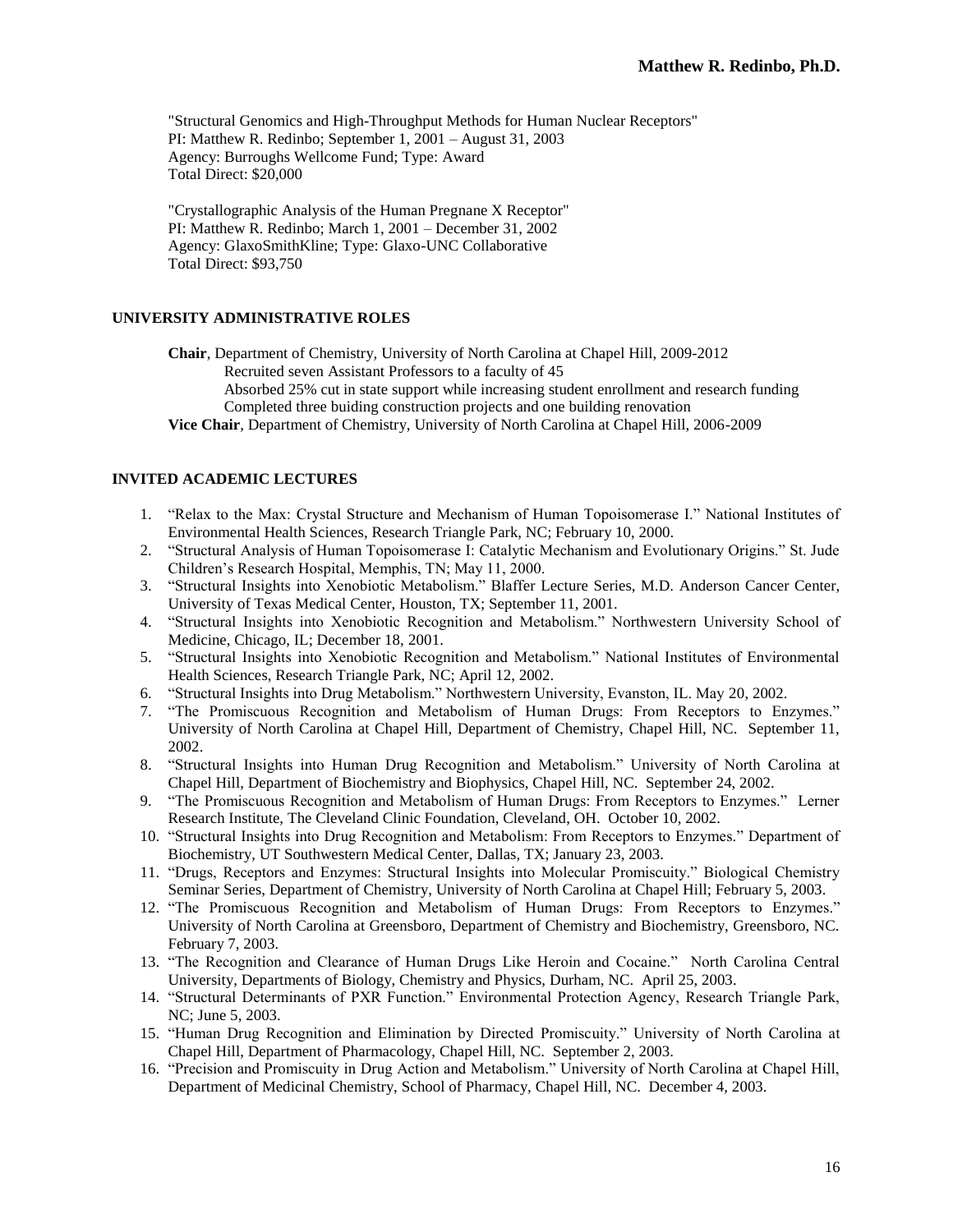"Structural Genomics and High-Throughput Methods for Human Nuclear Receptors"
PI: Matthew R. Redinbo; September 1, 2001 – August 31, 2003
Agency: Burroughs Wellcome Fund; Type: Award
Total Direct: $20,000

"Crystallographic Analysis of the Human Pregnane X Receptor"
PI: Matthew R. Redinbo; March 1, 2001 – December 31, 2002
Agency: GlaxoSmithKline; Type: Glaxo-UNC Collaborative
Total Direct: $93,750

## UNIVERSITY ADMINISTRATIVE ROLES

**Chair**, Department of Chemistry, University of North Carolina at Chapel Hill, 2009-2012
- Recruited seven Assistant Professors to a faculty of 45
- Absorbed 25% cut in state support while increasing student enrollment and research funding
- Completed three buiding construction projects and one building renovation

**Vice Chair**, Department of Chemistry, University of North Carolina at Chapel Hill, 2006-2009

## INVITED ACADEMIC LECTURES

1. "Relax to the Max: Crystal Structure and Mechanism of Human Topoisomerase I." National Institutes of Environmental Health Sciences, Research Triangle Park, NC; February 10, 2000.
2. "Structural Analysis of Human Topoisomerase I: Catalytic Mechanism and Evolutionary Origins." St. Jude Children's Research Hospital, Memphis, TN; May 11, 2000.
3. "Structural Insights into Xenobiotic Metabolism." Blaffer Lecture Series, M.D. Anderson Cancer Center, University of Texas Medical Center, Houston, TX; September 11, 2001.
4. "Structural Insights into Xenobiotic Recognition and Metabolism." Northwestern University School of Medicine, Chicago, IL; December 18, 2001.
5. "Structural Insights into Xenobiotic Recognition and Metabolism." National Institutes of Environmental Health Sciences, Research Triangle Park, NC; April 12, 2002.
6. "Structural Insights into Drug Metabolism." Northwestern University, Evanston, IL. May 20, 2002.
7. "The Promiscuous Recognition and Metabolism of Human Drugs: From Receptors to Enzymes." University of North Carolina at Chapel Hill, Department of Chemistry, Chapel Hill, NC. September 11, 2002.
8. "Structural Insights into Human Drug Recognition and Metabolism." University of North Carolina at Chapel Hill, Department of Biochemistry and Biophysics, Chapel Hill, NC. September 24, 2002.
9. "The Promiscuous Recognition and Metabolism of Human Drugs: From Receptors to Enzymes." Lerner Research Institute, The Cleveland Clinic Foundation, Cleveland, OH. October 10, 2002.
10. "Structural Insights into Drug Recognition and Metabolism: From Receptors to Enzymes." Department of Biochemistry, UT Southwestern Medical Center, Dallas, TX; January 23, 2003.
11. "Drugs, Receptors and Enzymes: Structural Insights into Molecular Promiscuity." Biological Chemistry Seminar Series, Department of Chemistry, University of North Carolina at Chapel Hill; February 5, 2003.
12. "The Promiscuous Recognition and Metabolism of Human Drugs: From Receptors to Enzymes." University of North Carolina at Greensboro, Department of Chemistry and Biochemistry, Greensboro, NC. February 7, 2003.
13. "The Recognition and Clearance of Human Drugs Like Heroin and Cocaine." North Carolina Central University, Departments of Biology, Chemistry and Physics, Durham, NC. April 25, 2003.
14. "Structural Determinants of PXR Function." Environmental Protection Agency, Research Triangle Park, NC; June 5, 2003.
15. "Human Drug Recognition and Elimination by Directed Promiscuity." University of North Carolina at Chapel Hill, Department of Pharmacology, Chapel Hill, NC. September 2, 2003.
16. "Precision and Promiscuity in Drug Action and Metabolism." University of North Carolina at Chapel Hill, Department of Medicinal Chemistry, School of Pharmacy, Chapel Hill, NC. December 4, 2003.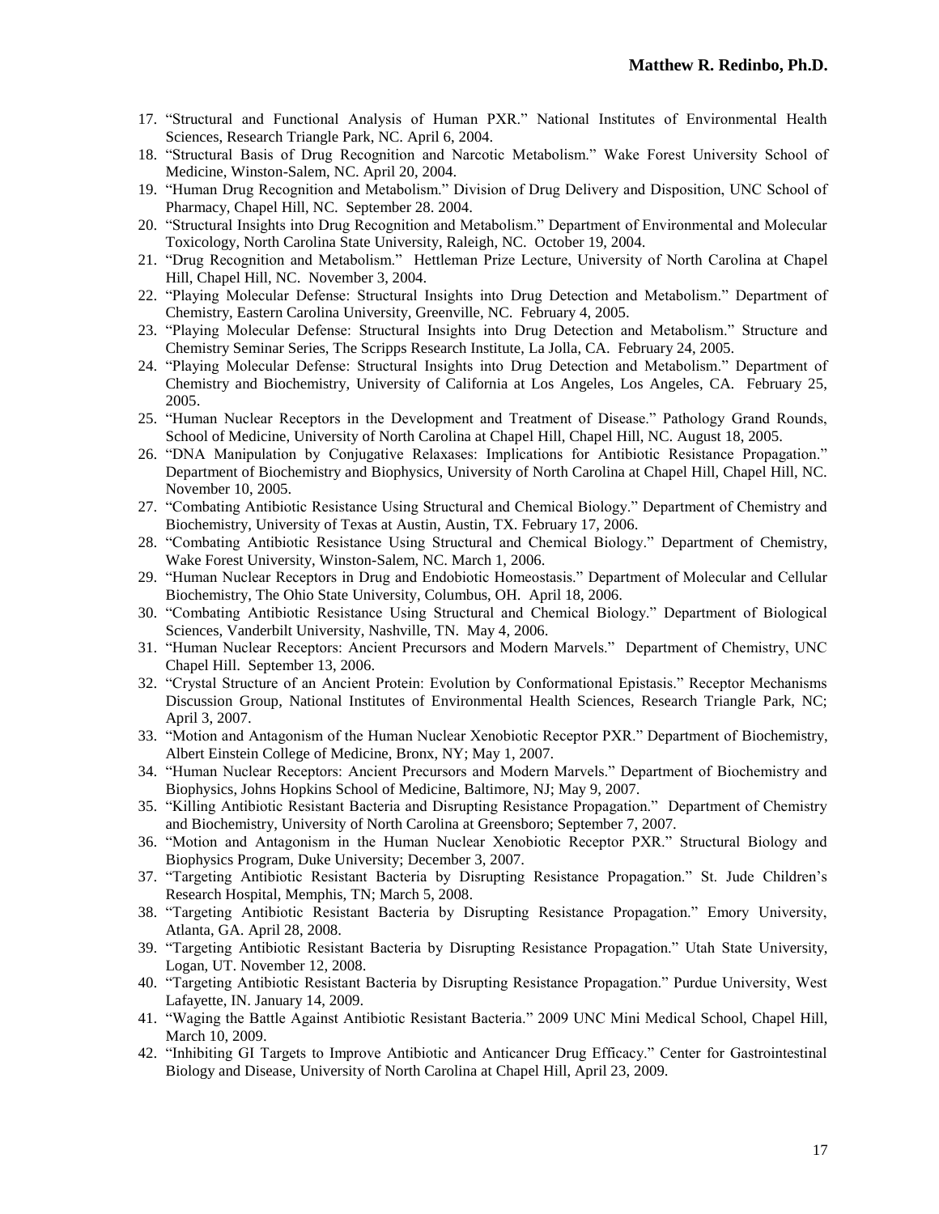17. "Structural and Functional Analysis of Human PXR." National Institutes of Environmental Health Sciences, Research Triangle Park, NC. April 6, 2004.
18. "Structural Basis of Drug Recognition and Narcotic Metabolism." Wake Forest University School of Medicine, Winston-Salem, NC. April 20, 2004.
19. "Human Drug Recognition and Metabolism." Division of Drug Delivery and Disposition, UNC School of Pharmacy, Chapel Hill, NC. September 28. 2004.
20. "Structural Insights into Drug Recognition and Metabolism." Department of Environmental and Molecular Toxicology, North Carolina State University, Raleigh, NC. October 19, 2004.
21. "Drug Recognition and Metabolism." Hettleman Prize Lecture, University of North Carolina at Chapel Hill, Chapel Hill, NC. November 3, 2004.
22. "Playing Molecular Defense: Structural Insights into Drug Detection and Metabolism." Department of Chemistry, Eastern Carolina University, Greenville, NC. February 4, 2005.
23. "Playing Molecular Defense: Structural Insights into Drug Detection and Metabolism." Structure and Chemistry Seminar Series, The Scripps Research Institute, La Jolla, CA. February 24, 2005.
24. "Playing Molecular Defense: Structural Insights into Drug Detection and Metabolism." Department of Chemistry and Biochemistry, University of California at Los Angeles, Los Angeles, CA. February 25, 2005.
25. "Human Nuclear Receptors in the Development and Treatment of Disease." Pathology Grand Rounds, School of Medicine, University of North Carolina at Chapel Hill, Chapel Hill, NC. August 18, 2005.
26. "DNA Manipulation by Conjugative Relaxases: Implications for Antibiotic Resistance Propagation." Department of Biochemistry and Biophysics, University of North Carolina at Chapel Hill, Chapel Hill, NC. November 10, 2005.
27. "Combating Antibiotic Resistance Using Structural and Chemical Biology." Department of Chemistry and Biochemistry, University of Texas at Austin, Austin, TX. February 17, 2006.
28. "Combating Antibiotic Resistance Using Structural and Chemical Biology." Department of Chemistry, Wake Forest University, Winston-Salem, NC. March 1, 2006.
29. "Human Nuclear Receptors in Drug and Endobiotic Homeostasis." Department of Molecular and Cellular Biochemistry, The Ohio State University, Columbus, OH. April 18, 2006.
30. "Combating Antibiotic Resistance Using Structural and Chemical Biology." Department of Biological Sciences, Vanderbilt University, Nashville, TN. May 4, 2006.
31. "Human Nuclear Receptors: Ancient Precursors and Modern Marvels." Department of Chemistry, UNC Chapel Hill. September 13, 2006.
32. "Crystal Structure of an Ancient Protein: Evolution by Conformational Epistasis." Receptor Mechanisms Discussion Group, National Institutes of Environmental Health Sciences, Research Triangle Park, NC; April 3, 2007.
33. "Motion and Antagonism of the Human Nuclear Xenobiotic Receptor PXR." Department of Biochemistry, Albert Einstein College of Medicine, Bronx, NY; May 1, 2007.
34. "Human Nuclear Receptors: Ancient Precursors and Modern Marvels." Department of Biochemistry and Biophysics, Johns Hopkins School of Medicine, Baltimore, NJ; May 9, 2007.
35. "Killing Antibiotic Resistant Bacteria and Disrupting Resistance Propagation." Department of Chemistry and Biochemistry, University of North Carolina at Greensboro; September 7, 2007.
36. "Motion and Antagonism in the Human Nuclear Xenobiotic Receptor PXR." Structural Biology and Biophysics Program, Duke University; December 3, 2007.
37. "Targeting Antibiotic Resistant Bacteria by Disrupting Resistance Propagation." St. Jude Children's Research Hospital, Memphis, TN; March 5, 2008.
38. "Targeting Antibiotic Resistant Bacteria by Disrupting Resistance Propagation." Emory University, Atlanta, GA. April 28, 2008.
39. "Targeting Antibiotic Resistant Bacteria by Disrupting Resistance Propagation." Utah State University, Logan, UT. November 12, 2008.
40. "Targeting Antibiotic Resistant Bacteria by Disrupting Resistance Propagation." Purdue University, West Lafayette, IN. January 14, 2009.
41. "Waging the Battle Against Antibiotic Resistant Bacteria." 2009 UNC Mini Medical School, Chapel Hill, March 10, 2009.
42. "Inhibiting GI Targets to Improve Antibiotic and Anticancer Drug Efficacy." Center for Gastrointestinal Biology and Disease, University of North Carolina at Chapel Hill, April 23, 2009.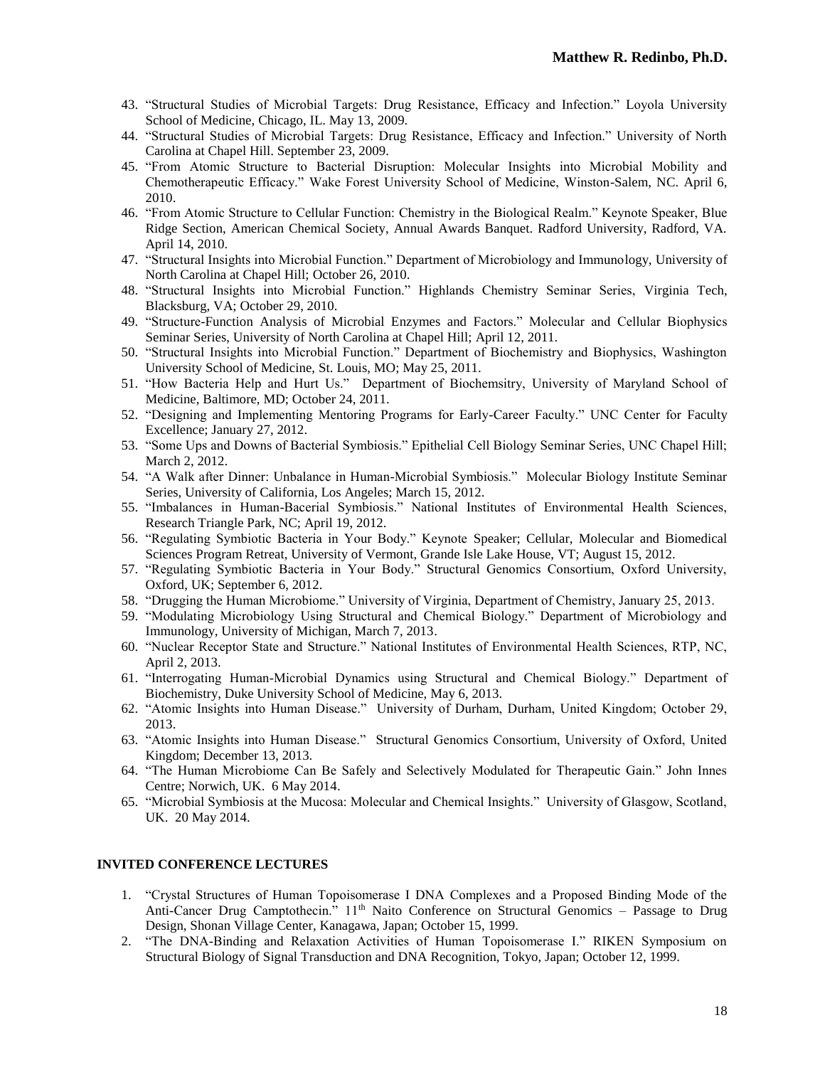43. "Structural Studies of Microbial Targets: Drug Resistance, Efficacy and Infection." Loyola University School of Medicine, Chicago, IL. May 13, 2009.
44. "Structural Studies of Microbial Targets: Drug Resistance, Efficacy and Infection." University of North Carolina at Chapel Hill. September 23, 2009.
45. "From Atomic Structure to Bacterial Disruption: Molecular Insights into Microbial Mobility and Chemotherapeutic Efficacy." Wake Forest University School of Medicine, Winston-Salem, NC. April 6, 2010.
46. "From Atomic Structure to Cellular Function: Chemistry in the Biological Realm." Keynote Speaker, Blue Ridge Section, American Chemical Society, Annual Awards Banquet. Radford University, Radford, VA. April 14, 2010.
47. "Structural Insights into Microbial Function." Department of Microbiology and Immunology, University of North Carolina at Chapel Hill; October 26, 2010.
48. "Structural Insights into Microbial Function." Highlands Chemistry Seminar Series, Virginia Tech, Blacksburg, VA; October 29, 2010.
49. "Structure-Function Analysis of Microbial Enzymes and Factors." Molecular and Cellular Biophysics Seminar Series, University of North Carolina at Chapel Hill; April 12, 2011.
50. "Structural Insights into Microbial Function." Department of Biochemistry and Biophysics, Washington University School of Medicine, St. Louis, MO; May 25, 2011.
51. "How Bacteria Help and Hurt Us." Department of Biochemsitry, University of Maryland School of Medicine, Baltimore, MD; October 24, 2011.
52. "Designing and Implementing Mentoring Programs for Early-Career Faculty." UNC Center for Faculty Excellence; January 27, 2012.
53. "Some Ups and Downs of Bacterial Symbiosis." Epithelial Cell Biology Seminar Series, UNC Chapel Hill; March 2, 2012.
54. "A Walk after Dinner: Unbalance in Human-Microbial Symbiosis." Molecular Biology Institute Seminar Series, University of California, Los Angeles; March 15, 2012.
55. "Imbalances in Human-Bacerial Symbiosis." National Institutes of Environmental Health Sciences, Research Triangle Park, NC; April 19, 2012.
56. "Regulating Symbiotic Bacteria in Your Body." Keynote Speaker; Cellular, Molecular and Biomedical Sciences Program Retreat, University of Vermont, Grande Isle Lake House, VT; August 15, 2012.
57. "Regulating Symbiotic Bacteria in Your Body." Structural Genomics Consortium, Oxford University, Oxford, UK; September 6, 2012.
58. "Drugging the Human Microbiome." University of Virginia, Department of Chemistry, January 25, 2013.
59. "Modulating Microbiology Using Structural and Chemical Biology." Department of Microbiology and Immunology, University of Michigan, March 7, 2013.
60. "Nuclear Receptor State and Structure." National Institutes of Environmental Health Sciences, RTP, NC, April 2, 2013.
61. "Interrogating Human-Microbial Dynamics using Structural and Chemical Biology." Department of Biochemistry, Duke University School of Medicine, May 6, 2013.
62. "Atomic Insights into Human Disease." University of Durham, Durham, United Kingdom; October 29, 2013.
63. "Atomic Insights into Human Disease." Structural Genomics Consortium, University of Oxford, United Kingdom; December 13, 2013.
64. "The Human Microbiome Can Be Safely and Selectively Modulated for Therapeutic Gain." John Innes Centre; Norwich, UK. 6 May 2014.
65. "Microbial Symbiosis at the Mucosa: Molecular and Chemical Insights." University of Glasgow, Scotland, UK. 20 May 2014.

## INVITED CONFERENCE LECTURES

1. "Crystal Structures of Human Topoisomerase I DNA Complexes and a Proposed Binding Mode of the Anti-Cancer Drug Camptothecin." 11th Naito Conference on Structural Genomics – Passage to Drug Design, Shonan Village Center, Kanagawa, Japan; October 15, 1999.
2. "The DNA-Binding and Relaxation Activities of Human Topoisomerase I." RIKEN Symposium on Structural Biology of Signal Transduction and DNA Recognition, Tokyo, Japan; October 12, 1999.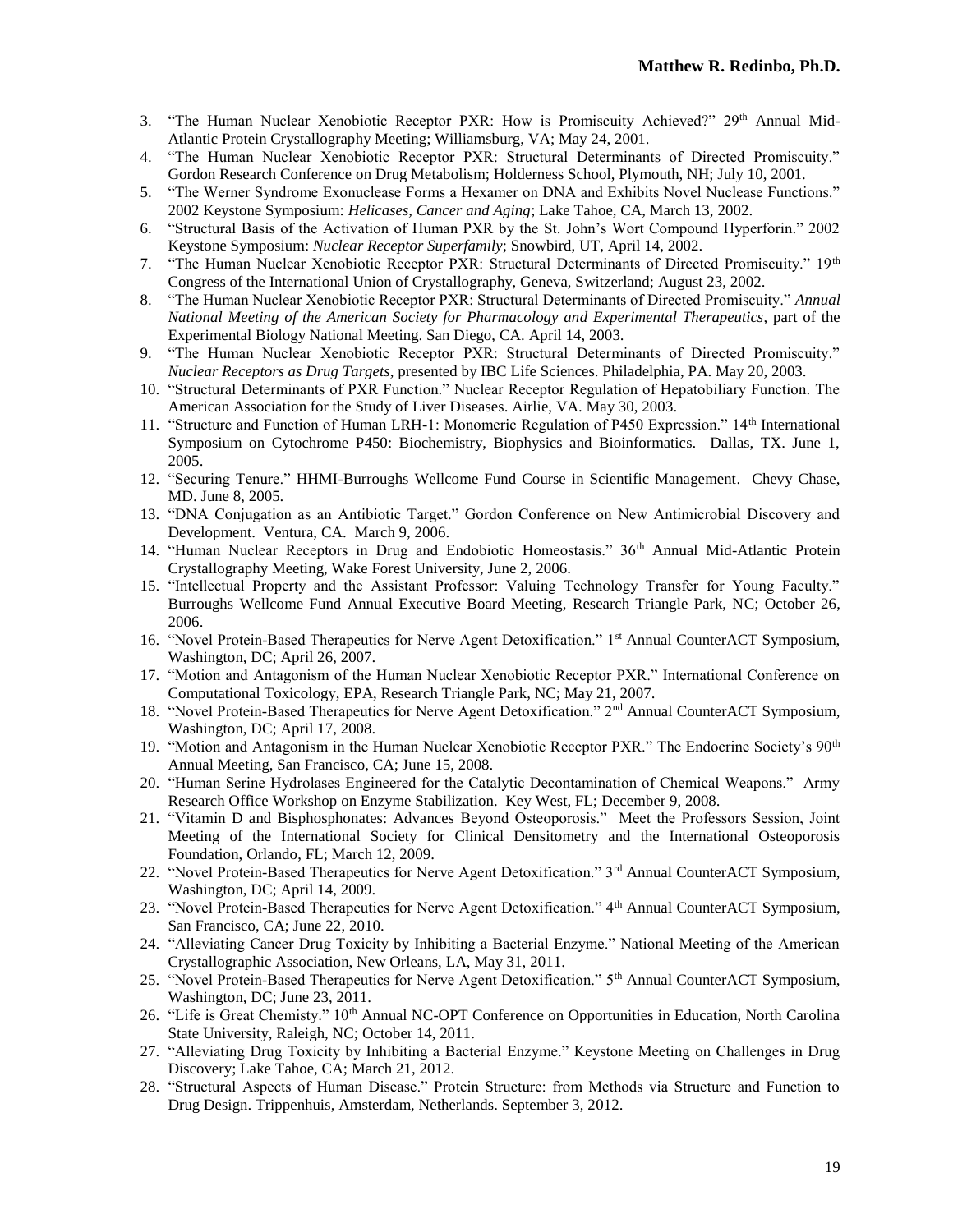3. "The Human Nuclear Xenobiotic Receptor PXR: How is Promiscuity Achieved?" 29th Annual Mid-Atlantic Protein Crystallography Meeting; Williamsburg, VA; May 24, 2001.
4. "The Human Nuclear Xenobiotic Receptor PXR: Structural Determinants of Directed Promiscuity." Gordon Research Conference on Drug Metabolism; Holderness School, Plymouth, NH; July 10, 2001.
5. "The Werner Syndrome Exonuclease Forms a Hexamer on DNA and Exhibits Novel Nuclease Functions." 2002 Keystone Symposium: *Helicases, Cancer and Aging*; Lake Tahoe, CA, March 13, 2002.
6. "Structural Basis of the Activation of Human PXR by the St. John's Wort Compound Hyperforin." 2002 Keystone Symposium: *Nuclear Receptor Superfamily*; Snowbird, UT, April 14, 2002.
7. "The Human Nuclear Xenobiotic Receptor PXR: Structural Determinants of Directed Promiscuity." 19th Congress of the International Union of Crystallography, Geneva, Switzerland; August 23, 2002.
8. "The Human Nuclear Xenobiotic Receptor PXR: Structural Determinants of Directed Promiscuity." *Annual National Meeting of the American Society for Pharmacology and Experimental Therapeutics*, part of the Experimental Biology National Meeting. San Diego, CA. April 14, 2003.
9. "The Human Nuclear Xenobiotic Receptor PXR: Structural Determinants of Directed Promiscuity." *Nuclear Receptors as Drug Targets*, presented by IBC Life Sciences. Philadelphia, PA. May 20, 2003.
10. "Structural Determinants of PXR Function." Nuclear Receptor Regulation of Hepatobiliary Function. The American Association for the Study of Liver Diseases. Airlie, VA. May 30, 2003.
11. "Structure and Function of Human LRH-1: Monomeric Regulation of P450 Expression." 14th International Symposium on Cytochrome P450: Biochemistry, Biophysics and Bioinformatics. Dallas, TX. June 1, 2005.
12. "Securing Tenure." HHMI-Burroughs Wellcome Fund Course in Scientific Management. Chevy Chase, MD. June 8, 2005.
13. "DNA Conjugation as an Antibiotic Target." Gordon Conference on New Antimicrobial Discovery and Development. Ventura, CA. March 9, 2006.
14. "Human Nuclear Receptors in Drug and Endobiotic Homeostasis." 36th Annual Mid-Atlantic Protein Crystallography Meeting, Wake Forest University, June 2, 2006.
15. "Intellectual Property and the Assistant Professor: Valuing Technology Transfer for Young Faculty." Burroughs Wellcome Fund Annual Executive Board Meeting, Research Triangle Park, NC; October 26, 2006.
16. "Novel Protein-Based Therapeutics for Nerve Agent Detoxification." 1st Annual CounterACT Symposium, Washington, DC; April 26, 2007.
17. "Motion and Antagonism of the Human Nuclear Xenobiotic Receptor PXR." International Conference on Computational Toxicology, EPA, Research Triangle Park, NC; May 21, 2007.
18. "Novel Protein-Based Therapeutics for Nerve Agent Detoxification." 2nd Annual CounterACT Symposium, Washington, DC; April 17, 2008.
19. "Motion and Antagonism in the Human Nuclear Xenobiotic Receptor PXR." The Endocrine Society's 90th Annual Meeting, San Francisco, CA; June 15, 2008.
20. "Human Serine Hydrolases Engineered for the Catalytic Decontamination of Chemical Weapons." Army Research Office Workshop on Enzyme Stabilization. Key West, FL; December 9, 2008.
21. "Vitamin D and Bisphosphonates: Advances Beyond Osteoporosis." Meet the Professors Session, Joint Meeting of the International Society for Clinical Densitometry and the International Osteoporosis Foundation, Orlando, FL; March 12, 2009.
22. "Novel Protein-Based Therapeutics for Nerve Agent Detoxification." 3rd Annual CounterACT Symposium, Washington, DC; April 14, 2009.
23. "Novel Protein-Based Therapeutics for Nerve Agent Detoxification." 4th Annual CounterACT Symposium, San Francisco, CA; June 22, 2010.
24. "Alleviating Cancer Drug Toxicity by Inhibiting a Bacterial Enzyme." National Meeting of the American Crystallographic Association, New Orleans, LA, May 31, 2011.
25. "Novel Protein-Based Therapeutics for Nerve Agent Detoxification." 5th Annual CounterACT Symposium, Washington, DC; June 23, 2011.
26. "Life is Great Chemisty." 10th Annual NC-OPT Conference on Opportunities in Education, North Carolina State University, Raleigh, NC; October 14, 2011.
27. "Alleviating Drug Toxicity by Inhibiting a Bacterial Enzyme." Keystone Meeting on Challenges in Drug Discovery; Lake Tahoe, CA; March 21, 2012.
28. "Structural Aspects of Human Disease." Protein Structure: from Methods via Structure and Function to Drug Design. Trippenhuis, Amsterdam, Netherlands. September 3, 2012.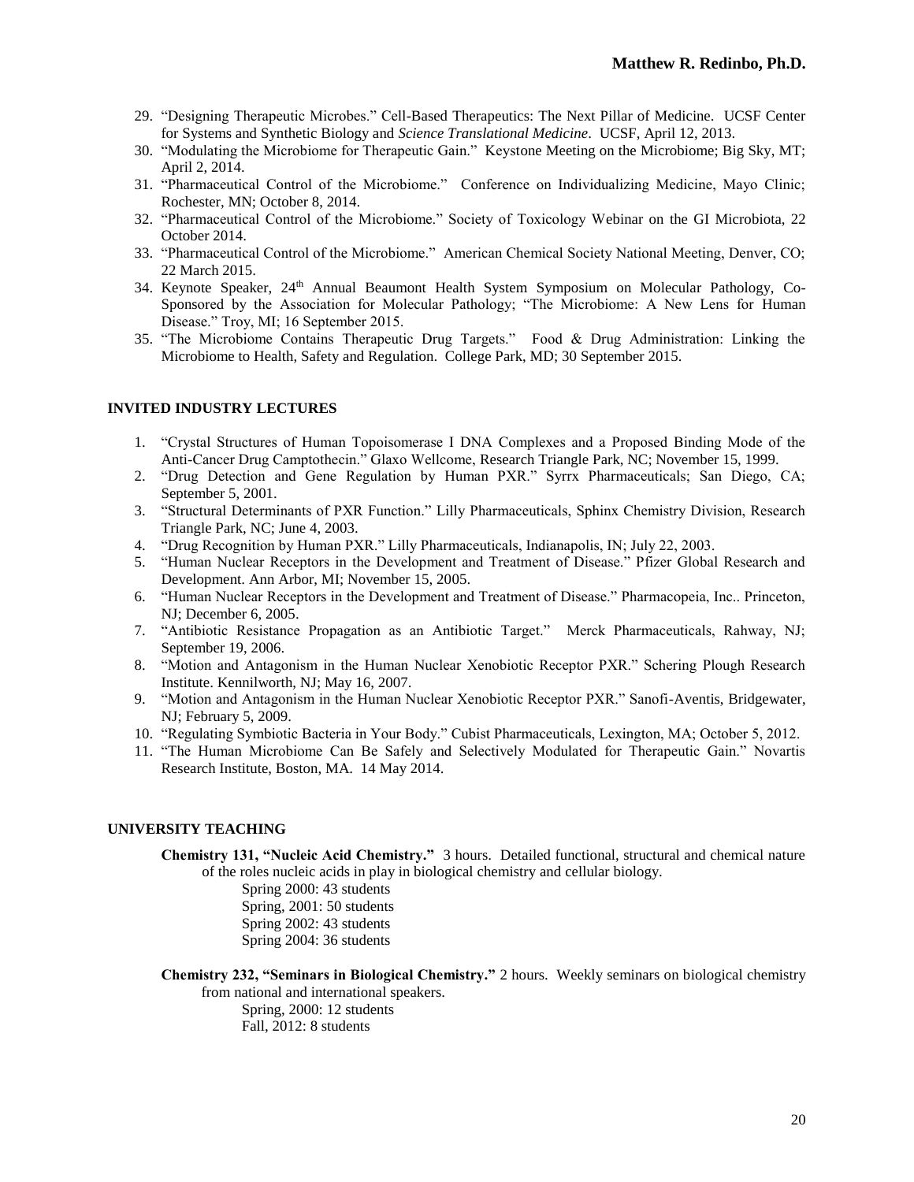29. "Designing Therapeutic Microbes." Cell-Based Therapeutics: The Next Pillar of Medicine. UCSF Center for Systems and Synthetic Biology and *Science Translational Medicine*. UCSF, April 12, 2013.
30. "Modulating the Microbiome for Therapeutic Gain." Keystone Meeting on the Microbiome; Big Sky, MT; April 2, 2014.
31. "Pharmaceutical Control of the Microbiome." Conference on Individualizing Medicine, Mayo Clinic; Rochester, MN; October 8, 2014.
32. "Pharmaceutical Control of the Microbiome." Society of Toxicology Webinar on the GI Microbiota, 22 October 2014.
33. "Pharmaceutical Control of the Microbiome." American Chemical Society National Meeting, Denver, CO; 22 March 2015.
34. Keynote Speaker, 24th Annual Beaumont Health System Symposium on Molecular Pathology, Co-Sponsored by the Association for Molecular Pathology; "The Microbiome: A New Lens for Human Disease." Troy, MI; 16 September 2015.
35. "The Microbiome Contains Therapeutic Drug Targets." Food & Drug Administration: Linking the Microbiome to Health, Safety and Regulation. College Park, MD; 30 September 2015.

## INVITED INDUSTRY LECTURES

1. "Crystal Structures of Human Topoisomerase I DNA Complexes and a Proposed Binding Mode of the Anti-Cancer Drug Camptothecin." Glaxo Wellcome, Research Triangle Park, NC; November 15, 1999.
2. "Drug Detection and Gene Regulation by Human PXR." Syrrx Pharmaceuticals; San Diego, CA; September 5, 2001.
3. "Structural Determinants of PXR Function." Lilly Pharmaceuticals, Sphinx Chemistry Division, Research Triangle Park, NC; June 4, 2003.
4. "Drug Recognition by Human PXR." Lilly Pharmaceuticals, Indianapolis, IN; July 22, 2003.
5. "Human Nuclear Receptors in the Development and Treatment of Disease." Pfizer Global Research and Development. Ann Arbor, MI; November 15, 2005.
6. "Human Nuclear Receptors in the Development and Treatment of Disease." Pharmacopeia, Inc.. Princeton, NJ; December 6, 2005.
7. "Antibiotic Resistance Propagation as an Antibiotic Target." Merck Pharmaceuticals, Rahway, NJ; September 19, 2006.
8. "Motion and Antagonism in the Human Nuclear Xenobiotic Receptor PXR." Schering Plough Research Institute. Kennilworth, NJ; May 16, 2007.
9. "Motion and Antagonism in the Human Nuclear Xenobiotic Receptor PXR." Sanofi-Aventis, Bridgewater, NJ; February 5, 2009.
10. "Regulating Symbiotic Bacteria in Your Body." Cubist Pharmaceuticals, Lexington, MA; October 5, 2012.
11. "The Human Microbiome Can Be Safely and Selectively Modulated for Therapeutic Gain." Novartis Research Institute, Boston, MA. 14 May 2014.

## UNIVERSITY TEACHING

**Chemistry 131, "Nucleic Acid Chemistry."** 3 hours. Detailed functional, structural and chemical nature of the roles nucleic acids in play in biological chemistry and cellular biology.

Spring 2000: 43 students
Spring, 2001: 50 students
Spring 2002: 43 students
Spring 2004: 36 students

**Chemistry 232, "Seminars in Biological Chemistry."** 2 hours. Weekly seminars on biological chemistry from national and international speakers.

Spring, 2000: 12 students
Fall, 2012: 8 students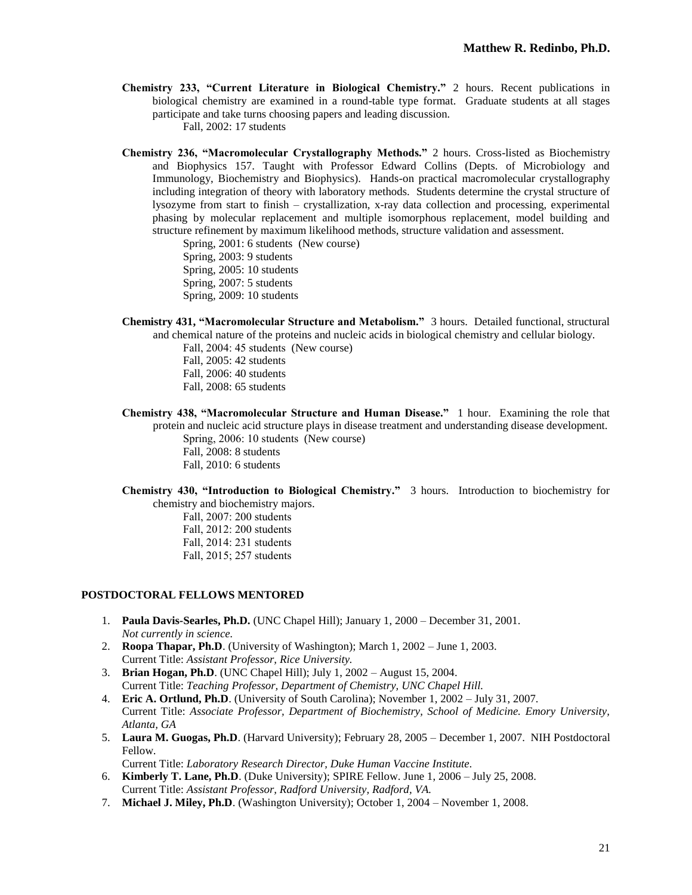**Chemistry 233, "Current Literature in Biological Chemistry."** 2 hours. Recent publications in biological chemistry are examined in a round-table type format. Graduate students at all stages participate and take turns choosing papers and leading discussion.

Fall, 2002: 17 students

**Chemistry 236, "Macromolecular Crystallography Methods."** 2 hours. Cross-listed as Biochemistry and Biophysics 157. Taught with Professor Edward Collins (Depts. of Microbiology and Immunology, Biochemistry and Biophysics). Hands-on practical macromolecular crystallography including integration of theory with laboratory methods. Students determine the crystal structure of lysozyme from start to finish – crystallization, x-ray data collection and processing, experimental phasing by molecular replacement and multiple isomorphous replacement, model building and structure refinement by maximum likelihood methods, structure validation and assessment.

Spring, 2001: 6 students (New course)
Spring, 2003: 9 students
Spring, 2005: 10 students
Spring, 2007: 5 students
Spring, 2009: 10 students

**Chemistry 431, "Macromolecular Structure and Metabolism."** 3 hours. Detailed functional, structural and chemical nature of the proteins and nucleic acids in biological chemistry and cellular biology.

Fall, 2004: 45 students (New course)
Fall, 2005: 42 students
Fall, 2006: 40 students
Fall, 2008: 65 students

**Chemistry 438, "Macromolecular Structure and Human Disease."** 1 hour. Examining the role that protein and nucleic acid structure plays in disease treatment and understanding disease development.

Spring, 2006: 10 students (New course)
Fall, 2008: 8 students
Fall, 2010: 6 students

**Chemistry 430, "Introduction to Biological Chemistry."** 3 hours. Introduction to biochemistry for chemistry and biochemistry majors.

Fall, 2007: 200 students
Fall, 2012: 200 students
Fall, 2014: 231 students
Fall, 2015; 257 students

## POSTDOCTORAL FELLOWS MENTORED

1. **Paula Davis-Searles, Ph.D.** (UNC Chapel Hill); January 1, 2000 – December 31, 2001.
   *Not currently in science.*
2. **Roopa Thapar, Ph.D**. (University of Washington); March 1, 2002 – June 1, 2003.
   Current Title: *Assistant Professor, Rice University.*
3. **Brian Hogan, Ph.D**. (UNC Chapel Hill); July 1, 2002 – August 15, 2004.
   Current Title: *Teaching Professor, Department of Chemistry, UNC Chapel Hill.*
4. **Eric A. Ortlund, Ph.D**. (University of South Carolina); November 1, 2002 – July 31, 2007.
   Current Title: *Associate Professor, Department of Biochemistry, School of Medicine. Emory University, Atlanta, GA*
5. **Laura M. Guogas, Ph.D**. (Harvard University); February 28, 2005 – December 1, 2007. NIH Postdoctoral Fellow.
   Current Title: *Laboratory Research Director, Duke Human Vaccine Institute*.
6. **Kimberly T. Lane, Ph.D**. (Duke University); SPIRE Fellow. June 1, 2006 – July 25, 2008.
   Current Title: *Assistant Professor, Radford University, Radford, VA.*
7. **Michael J. Miley, Ph.D**. (Washington University); October 1, 2004 – November 1, 2008.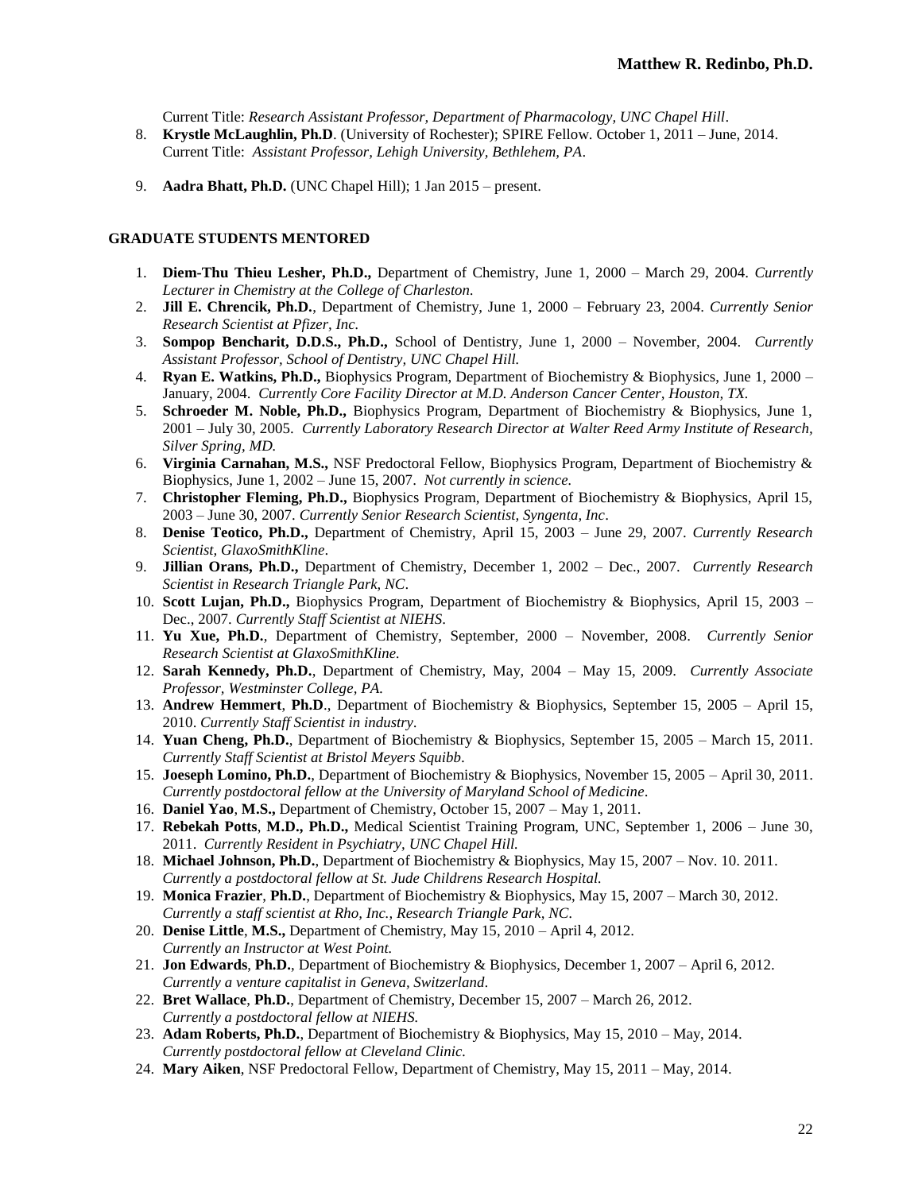Current Title: *Research Assistant Professor, Department of Pharmacology, UNC Chapel Hill*.

8. **Krystle McLaughlin, Ph.D**. (University of Rochester); SPIRE Fellow. October 1, 2011 – June, 2014. Current Title: *Assistant Professor, Lehigh University, Bethlehem, PA*.
9. **Aadra Bhatt, Ph.D.** (UNC Chapel Hill); 1 Jan 2015 – present.

### GRADUATE STUDENTS MENTORED

1. **Diem-Thu Thieu Lesher, Ph.D.,** Department of Chemistry, June 1, 2000 – March 29, 2004. *Currently Lecturer in Chemistry at the College of Charleston.*
2. **Jill E. Chrencik, Ph.D.**, Department of Chemistry, June 1, 2000 – February 23, 2004. *Currently Senior Research Scientist at Pfizer, Inc.*
3. **Sompop Bencharit, D.D.S., Ph.D.,** School of Dentistry, June 1, 2000 – November, 2004. *Currently Assistant Professor, School of Dentistry, UNC Chapel Hill.*
4. **Ryan E. Watkins, Ph.D.,** Biophysics Program, Department of Biochemistry & Biophysics, June 1, 2000 – January, 2004. *Currently Core Facility Director at M.D. Anderson Cancer Center, Houston, TX.*
5. **Schroeder M. Noble, Ph.D.,** Biophysics Program, Department of Biochemistry & Biophysics, June 1, 2001 – July 30, 2005. *Currently Laboratory Research Director at Walter Reed Army Institute of Research, Silver Spring, MD.*
6. **Virginia Carnahan, M.S.,** NSF Predoctoral Fellow, Biophysics Program, Department of Biochemistry & Biophysics, June 1, 2002 – June 15, 2007. *Not currently in science.*
7. **Christopher Fleming, Ph.D.,** Biophysics Program, Department of Biochemistry & Biophysics, April 15, 2003 – June 30, 2007. *Currently Senior Research Scientist, Syngenta, Inc*.
8. **Denise Teotico, Ph.D.,** Department of Chemistry, April 15, 2003 – June 29, 2007. *Currently Research Scientist, GlaxoSmithKline*.
9. **Jillian Orans, Ph.D.,** Department of Chemistry, December 1, 2002 – Dec., 2007. *Currently Research Scientist in Research Triangle Park, NC*.
10. **Scott Lujan, Ph.D.,** Biophysics Program, Department of Biochemistry & Biophysics, April 15, 2003 – Dec., 2007. *Currently Staff Scientist at NIEHS*.
11. **Yu Xue, Ph.D.**, Department of Chemistry, September, 2000 – November, 2008. *Currently Senior Research Scientist at GlaxoSmithKline.*
12. **Sarah Kennedy, Ph.D.**, Department of Chemistry, May, 2004 – May 15, 2009. *Currently Associate Professor, Westminster College, PA.*
13. **Andrew Hemmert**, **Ph.D**., Department of Biochemistry & Biophysics, September 15, 2005 – April 15, 2010. *Currently Staff Scientist in industry*.
14. **Yuan Cheng, Ph.D.**, Department of Biochemistry & Biophysics, September 15, 2005 – March 15, 2011. *Currently Staff Scientist at Bristol Meyers Squibb*.
15. **Joeseph Lomino, Ph.D.**, Department of Biochemistry & Biophysics, November 15, 2005 – April 30, 2011. *Currently postdoctoral fellow at the University of Maryland School of Medicine*.
16. **Daniel Yao**, **M.S.,** Department of Chemistry, October 15, 2007 – May 1, 2011.
17. **Rebekah Potts**, **M.D., Ph.D.,** Medical Scientist Training Program, UNC, September 1, 2006 – June 30, 2011. *Currently Resident in Psychiatry, UNC Chapel Hill.*
18. **Michael Johnson, Ph.D.**, Department of Biochemistry & Biophysics, May 15, 2007 – Nov. 10. 2011. *Currently a postdoctoral fellow at St. Jude Childrens Research Hospital.*
19. **Monica Frazier**, **Ph.D.**, Department of Biochemistry & Biophysics, May 15, 2007 – March 30, 2012. *Currently a staff scientist at Rho, Inc., Research Triangle Park, NC.*
20. **Denise Little**, **M.S.,** Department of Chemistry, May 15, 2010 – April 4, 2012. *Currently an Instructor at West Point.*
21. **Jon Edwards**, **Ph.D.**, Department of Biochemistry & Biophysics, December 1, 2007 – April 6, 2012. *Currently a venture capitalist in Geneva, Switzerland*.
22. **Bret Wallace**, **Ph.D.**, Department of Chemistry, December 15, 2007 – March 26, 2012. *Currently a postdoctoral fellow at NIEHS.*
23. **Adam Roberts, Ph.D.**, Department of Biochemistry & Biophysics, May 15, 2010 – May, 2014. *Currently postdoctoral fellow at Cleveland Clinic.*
24. **Mary Aiken**, NSF Predoctoral Fellow, Department of Chemistry, May 15, 2011 – May, 2014.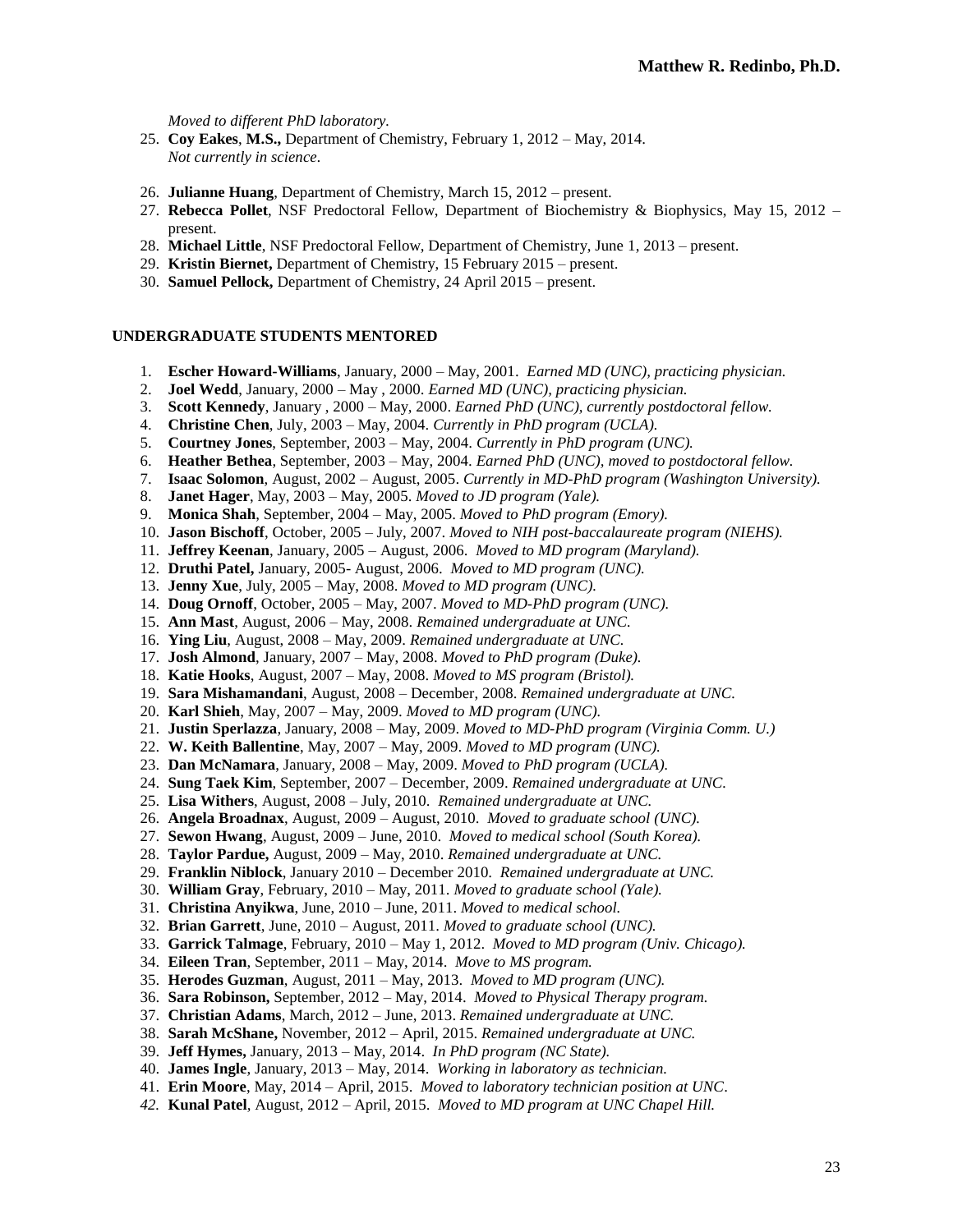*Moved to different PhD laboratory.*

25. **Coy Eakes**, **M.S.,** Department of Chemistry, February 1, 2012 – May, 2014. *Not currently in science*.
26. **Julianne Huang**, Department of Chemistry, March 15, 2012 – present.
27. **Rebecca Pollet**, NSF Predoctoral Fellow, Department of Biochemistry & Biophysics, May 15, 2012 – present.
28. **Michael Little**, NSF Predoctoral Fellow, Department of Chemistry, June 1, 2013 – present.
29. **Kristin Biernet,** Department of Chemistry, 15 February 2015 – present.
30. **Samuel Pellock,** Department of Chemistry, 24 April 2015 – present.

## UNDERGRADUATE STUDENTS MENTORED

1. **Escher Howard-Williams**, January, 2000 – May, 2001. *Earned MD (UNC), practicing physician.*
2. **Joel Wedd**, January, 2000 – May , 2000. *Earned MD (UNC), practicing physician.*
3. **Scott Kennedy**, January , 2000 – May, 2000. *Earned PhD (UNC), currently postdoctoral fellow.*
4. **Christine Chen**, July, 2003 – May, 2004. *Currently in PhD program (UCLA).*
5. **Courtney Jones**, September, 2003 – May, 2004. *Currently in PhD program (UNC).*
6. **Heather Bethea**, September, 2003 – May, 2004. *Earned PhD (UNC), moved to postdoctoral fellow.*
7. **Isaac Solomon**, August, 2002 – August, 2005. *Currently in MD-PhD program (Washington University).*
8. **Janet Hager**, May, 2003 – May, 2005. *Moved to JD program (Yale).*
9. **Monica Shah**, September, 2004 – May, 2005. *Moved to PhD program (Emory).*
10. **Jason Bischoff**, October, 2005 – July, 2007. *Moved to NIH post-baccalaureate program (NIEHS).*
11. **Jeffrey Keenan**, January, 2005 – August, 2006. *Moved to MD program (Maryland).*
12. **Druthi Patel,** January, 2005- August, 2006. *Moved to MD program (UNC).*
13. **Jenny Xue**, July, 2005 – May, 2008. *Moved to MD program (UNC).*
14. **Doug Ornoff**, October, 2005 – May, 2007. *Moved to MD-PhD program (UNC).*
15. **Ann Mast**, August, 2006 – May, 2008. *Remained undergraduate at UNC.*
16. **Ying Liu**, August, 2008 – May, 2009. *Remained undergraduate at UNC.*
17. **Josh Almond**, January, 2007 – May, 2008. *Moved to PhD program (Duke).*
18. **Katie Hooks**, August, 2007 – May, 2008. *Moved to MS program (Bristol).*
19. **Sara Mishamandani**, August, 2008 – December, 2008. *Remained undergraduate at UNC.*
20. **Karl Shieh**, May, 2007 – May, 2009. *Moved to MD program (UNC).*
21. **Justin Sperlazza**, January, 2008 – May, 2009. *Moved to MD-PhD program (Virginia Comm. U.)*
22. **W. Keith Ballentine**, May, 2007 – May, 2009. *Moved to MD program (UNC).*
23. **Dan McNamara**, January, 2008 – May, 2009. *Moved to PhD program (UCLA).*
24. **Sung Taek Kim**, September, 2007 – December, 2009. *Remained undergraduate at UNC.*
25. **Lisa Withers**, August, 2008 – July, 2010. *Remained undergraduate at UNC.*
26. **Angela Broadnax**, August, 2009 – August, 2010. *Moved to graduate school (UNC).*
27. **Sewon Hwang**, August, 2009 – June, 2010. *Moved to medical school (South Korea).*
28. **Taylor Pardue,** August, 2009 – May, 2010. *Remained undergraduate at UNC.*
29. **Franklin Niblock**, January 2010 – December 2010. *Remained undergraduate at UNC.*
30. **William Gray**, February, 2010 – May, 2011. *Moved to graduate school (Yale).*
31. **Christina Anyikwa**, June, 2010 – June, 2011. *Moved to medical school.*
32. **Brian Garrett**, June, 2010 – August, 2011. *Moved to graduate school (UNC).*
33. **Garrick Talmage**, February, 2010 – May 1, 2012. *Moved to MD program (Univ. Chicago).*
34. **Eileen Tran**, September, 2011 – May, 2014. *Move to MS program.*
35. **Herodes Guzman**, August, 2011 – May, 2013. *Moved to MD program (UNC).*
36. **Sara Robinson,** September, 2012 – May, 2014. *Moved to Physical Therapy program.*
37. **Christian Adams**, March, 2012 – June, 2013. *Remained undergraduate at UNC.*
38. **Sarah McShane,** November, 2012 – April, 2015. *Remained undergraduate at UNC.*
39. **Jeff Hymes,** January, 2013 – May, 2014. *In PhD program (NC State).*
40. **James Ingle**, January, 2013 – May, 2014. *Working in laboratory as technician.*
41. **Erin Moore**, May, 2014 – April, 2015. *Moved to laboratory technician position at UNC.*
42. **Kunal Patel**, August, 2012 – April, 2015. *Moved to MD program at UNC Chapel Hill.*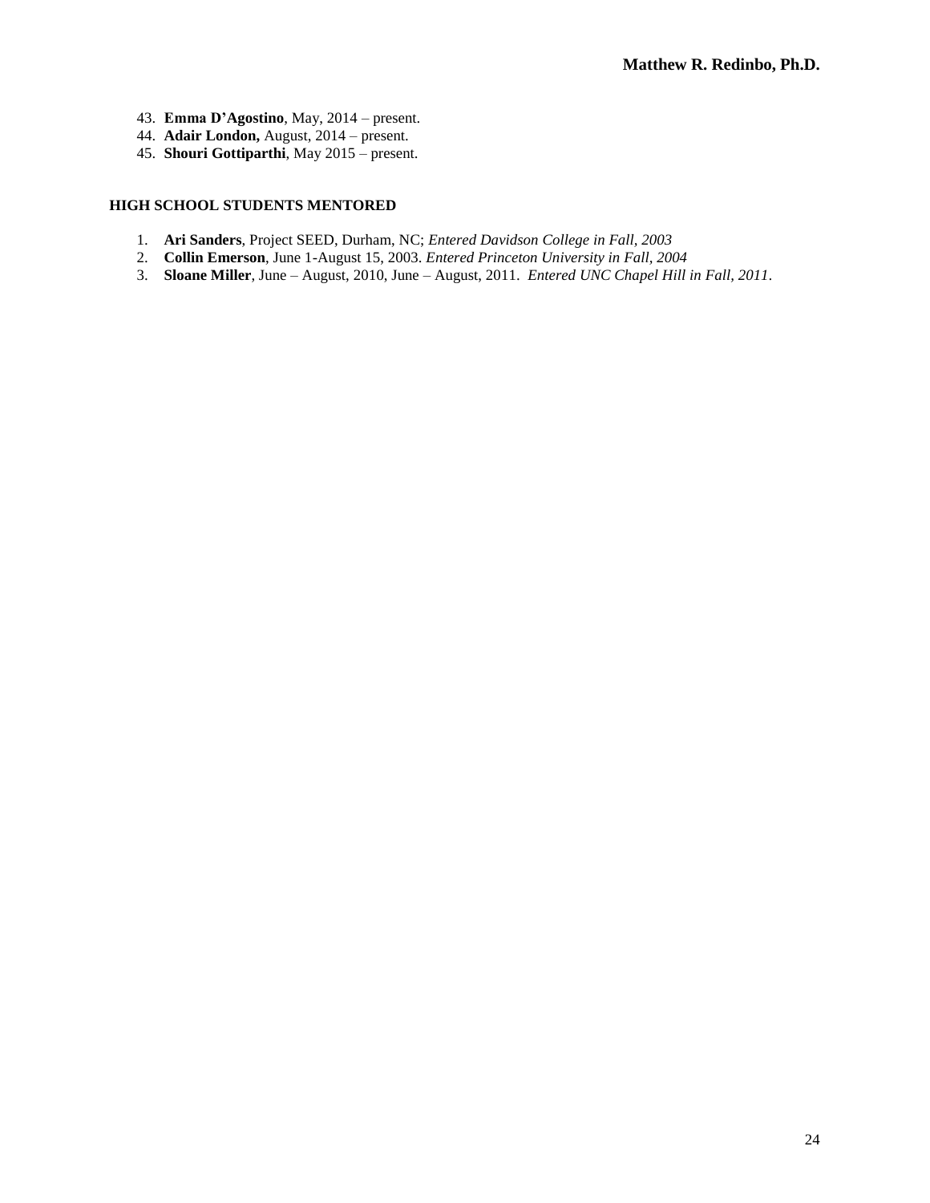43. **Emma D'Agostino**, May, 2014 – present.
44. **Adair London,** August, 2014 – present.
45. **Shouri Gottiparthi**, May 2015 – present.

### HIGH SCHOOL STUDENTS MENTORED

1. **Ari Sanders**, Project SEED, Durham, NC; *Entered Davidson College in Fall, 2003*
2. **Collin Emerson**, June 1-August 15, 2003. *Entered Princeton University in Fall, 2004*
3. **Sloane Miller**, June – August, 2010, June – August, 2011. *Entered UNC Chapel Hill in Fall, 2011*.